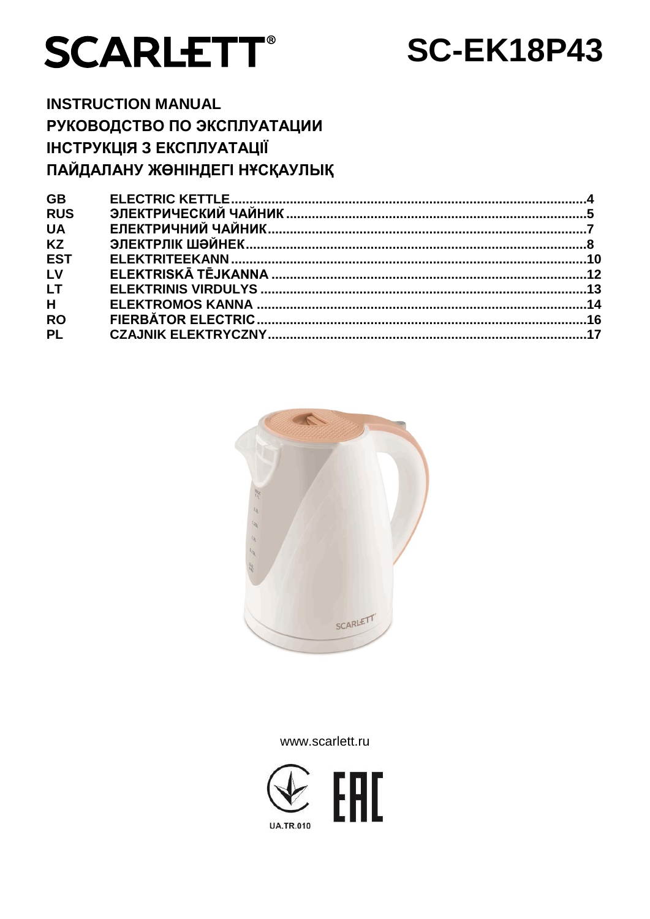# SCARLETT®

# SC-EK18P43

**INSTRUCTION MANUAL**
**РУКОВОДСТВО ПО ЭКСПЛУАТАЦИИ**
**ІНСТРУКЦІЯ З ЕКСПЛУАТАЦІЇ**
**ПАЙДАЛАНУ ЖӨНІНДЕГІ НҰСҚАУЛЫҚ**

| | | |
|---|---|---|
| **GB** | **ELECTRIC KETTLE** | **4** |
| **RUS** | **ЭЛЕКТРИЧЕСКИЙ ЧАЙНИК** | **5** |
| **UA** | **ЕЛЕКТРИЧНИЙ ЧАЙНИК** | **7** |
| **KZ** | **ЭЛЕКТРЛІК ШӘЙНЕК** | **8** |
| **EST** | **ELEKTRITEEKANN** | **10** |
| **LV** | **ELEKTRISKĀ TĒJKANNA** | **12** |
| **LT** | **ELEKTRINIS VIRDULYS** | **13** |
| **H** | **ELEKTROMOS KANNA** | **14** |
| **RO** | **FIERBĂTOR ELECTRIC** | **16** |
| **PL** | **CZAJNIK ELEKTRYCZNY** | **17** |

www.scarlett.ru

UA.TR.010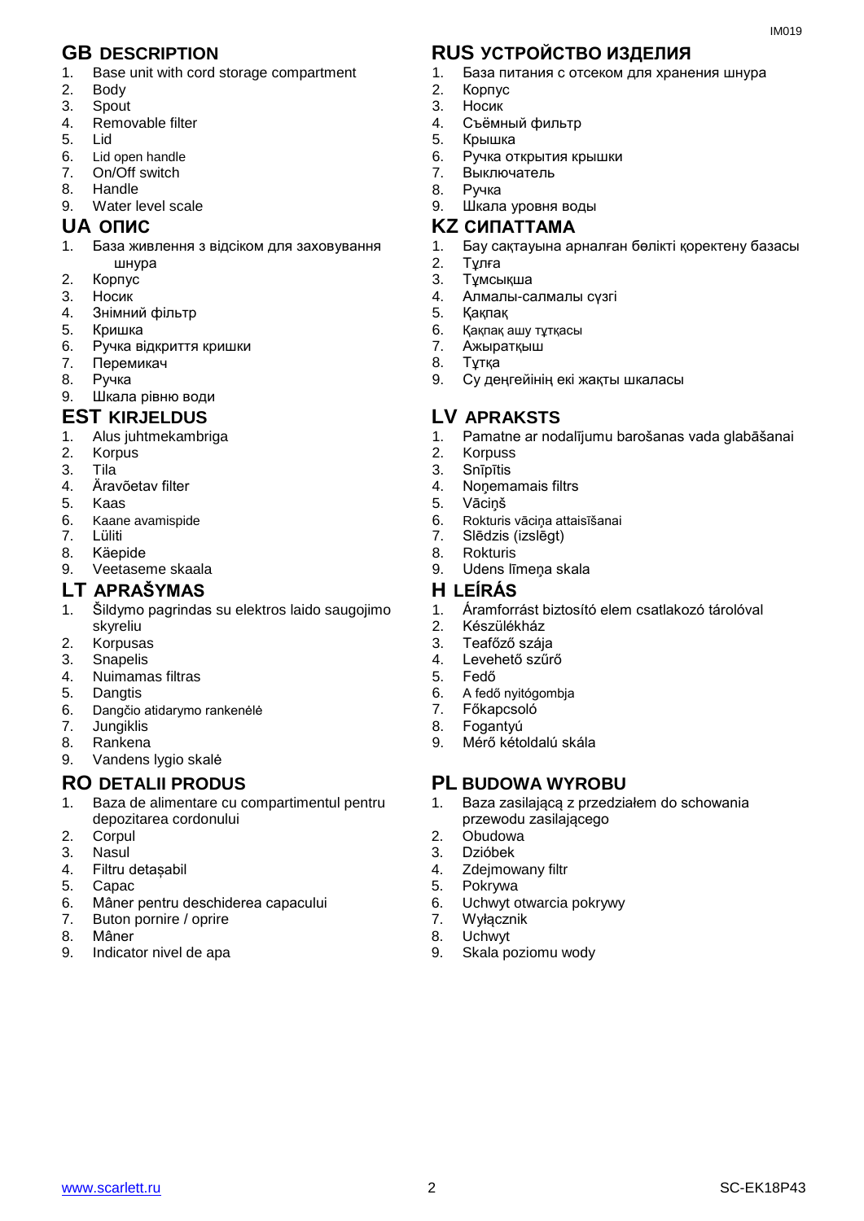## GB DESCRIPTION

1. Base unit with cord storage compartment
2. Body
3. Spout
4. Removable filter
5. Lid
6. Lid open handle
7. On/Off switch
8. Handle
9. Water level scale

## UA ОПИС

1. База живлення з відсіком для заховування шнура
2. Корпус
3. Носик
4. Знімний фільтр
5. Кришка
6. Ручка відкриття кришки
7. Перемикач
8. Ручка
9. Шкала рівню води

## EST KIRJELDUS

1. Alus juhtmekambriga
2. Korpus
3. Tila
4. Äravõetav filter
5. Kaas
6. Kaane avamispide
7. Lüliti
8. Käepide
9. Veetaseme skaala

## LT APRAŠYMAS

1. Šildymo pagrindas su elektros laido saugojimo skyreliu
2. Korpusas
3. Snapelis
4. Nuimamas filtras
5. Dangtis
6. Dangčio atidarymo rankenėlė
7. Jungiklis
8. Rankena
9. Vandens lygio skalė

## RO DETALII PRODUS

1. Baza de alimentare cu compartimentul pentru depozitarea cordonului
2. Corpul
3. Nasul
4. Filtru detaşabil
5. Capac
6. Mâner pentru deschiderea capacului
7. Buton pornire / oprire
8. Mâner
9. Indicator nivel de apa

## RUS УСТРОЙСТВО ИЗДЕЛИЯ

1. База питания с отсеком для хранения шнура
2. Корпус
3. Носик
4. Съёмный фильтр
5. Крышка
6. Ручка открытия крышки
7. Выключатель
8. Ручка
9. Шкала уровня воды

## KZ СИПАТТАМА

1. Бау сақтауына арналған бөлікті қоректену базасы
2. Тұлға
3. Тұмсықша
4. Алмалы-салмалы сүзгі
5. Қақпақ
6. Қақпақ ашу тұтқасы
7. Ажыратқыш
8. Тұтқа
9. Су деңгейінің екі жақты шкаласы

## LV APRAKSTS

1. Pamatne ar nodalījumu barošanas vada glabāšanai
2. Korpuss
3. Snīpītis
4. Noņemamais filtrs
5. Vāciņš
6. Rokturis vāciņa attaisīšanai
7. Slēdzis (izslēgt)
8. Rokturis
9. Udens līmeņa skala

## H LEÍRÁS

1. Áramforrást biztosító elem csatlakozó tárolóval
2. Készülékház
3. Teafőző szája
4. Levehető szűrő
5. Fedő
6. A fedő nyitógombja
7. Főkapcsoló
8. Fogantyú
9. Mérő kétoldalú skála

## PL BUDOWA WYROBU

1. Baza zasilającą z przedziałem do schowania przewodu zasilającego
2. Obudowa
3. Dzióbek
4. Zdejmowany filtr
5. Pokrywa
6. Uchwyt otwarcia pokrywy
7. Wyłącznik
8. Uchwyt
9. Skala poziomu wody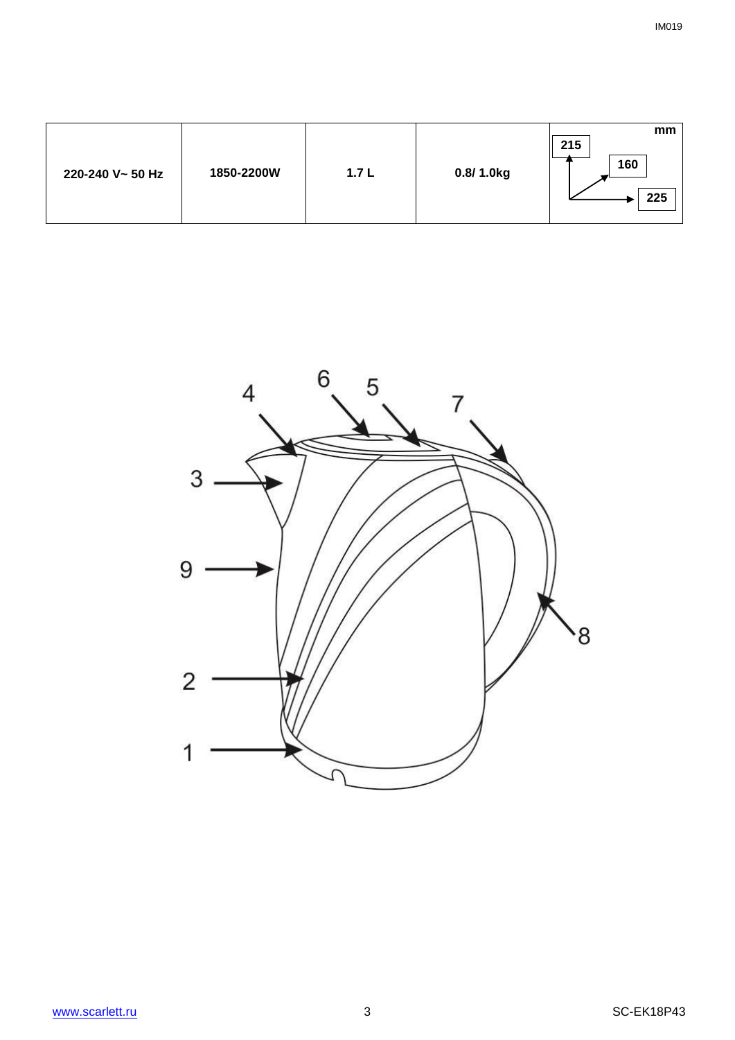| 220-240 V~ 50 Hz | 1850-2200W | 1.7 L | 0.8/ 1.0kg | mm 215 160 225 |
|---|---|---|---|---|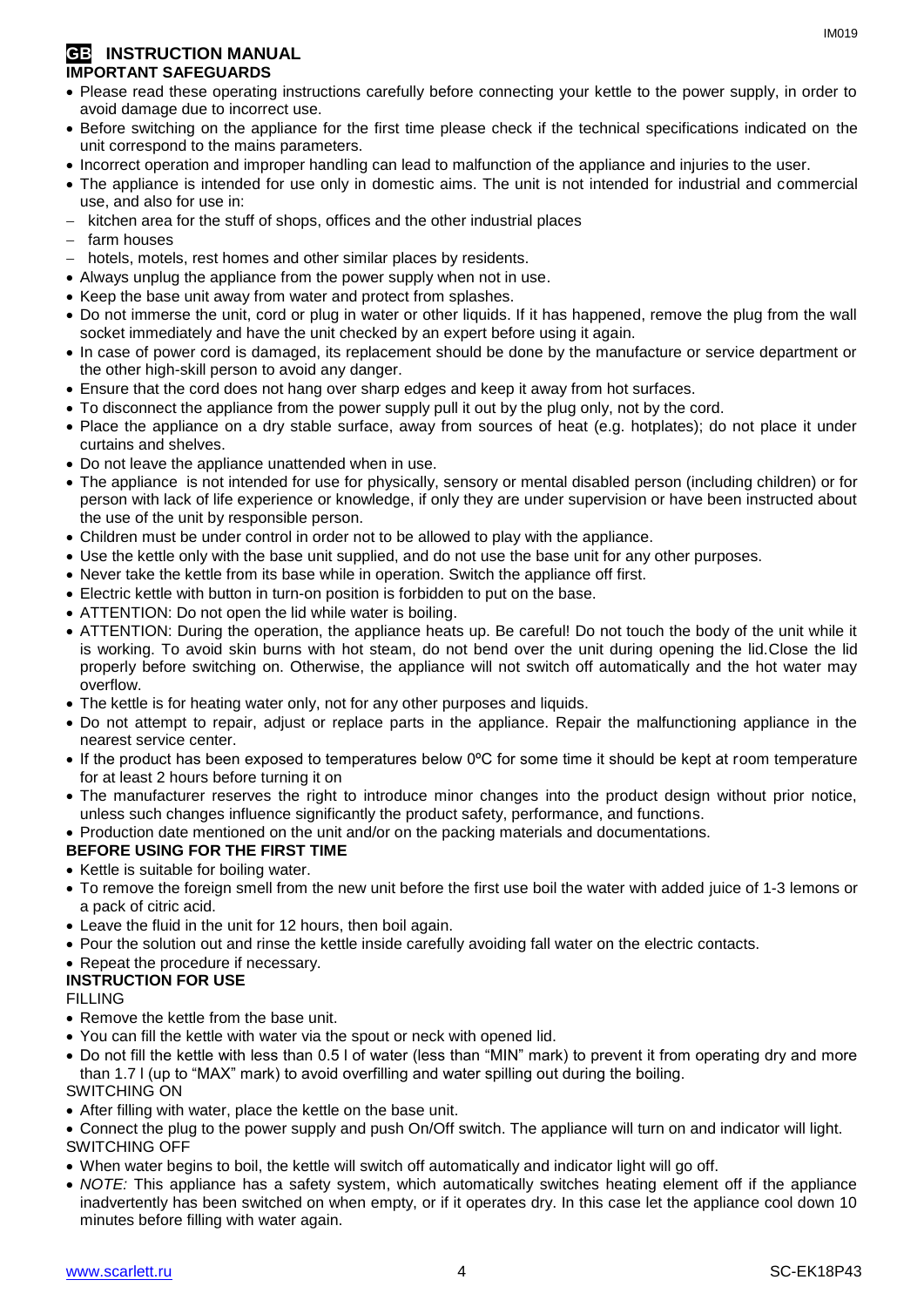# GB INSTRUCTION MANUAL

## IMPORTANT SAFEGUARDS

- Please read these operating instructions carefully before connecting your kettle to the power supply, in order to avoid damage due to incorrect use.
- Before switching on the appliance for the first time please check if the technical specifications indicated on the unit correspond to the mains parameters.
- Incorrect operation and improper handling can lead to malfunction of the appliance and injuries to the user.
- The appliance is intended for use only in domestic aims. The unit is not intended for industrial and commercial use, and also for use in:
  - kitchen area for the stuff of shops, offices and the other industrial places
  - farm houses
  - hotels, motels, rest homes and other similar places by residents.
- Always unplug the appliance from the power supply when not in use.
- Keep the base unit away from water and protect from splashes.
- Do not immerse the unit, cord or plug in water or other liquids. If it has happened, remove the plug from the wall socket immediately and have the unit checked by an expert before using it again.
- In case of power cord is damaged, its replacement should be done by the manufacture or service department or the other high-skill person to avoid any danger.
- Ensure that the cord does not hang over sharp edges and keep it away from hot surfaces.
- To disconnect the appliance from the power supply pull it out by the plug only, not by the cord.
- Place the appliance on a dry stable surface, away from sources of heat (e.g. hotplates); do not place it under curtains and shelves.
- Do not leave the appliance unattended when in use.
- The appliance is not intended for use for physically, sensory or mental disabled person (including children) or for person with lack of life experience or knowledge, if only they are under supervision or have been instructed about the use of the unit by responsible person.
- Children must be under control in order not to be allowed to play with the appliance.
- Use the kettle only with the base unit supplied, and do not use the base unit for any other purposes.
- Never take the kettle from its base while in operation. Switch the appliance off first.
- Electric kettle with button in turn-on position is forbidden to put on the base.
- ATTENTION: Do not open the lid while water is boiling.
- ATTENTION: During the operation, the appliance heats up. Be careful! Do not touch the body of the unit while it is working. To avoid skin burns with hot steam, do not bend over the unit during opening the lid.Close the lid properly before switching on. Otherwise, the appliance will not switch off automatically and the hot water may overflow.
- The kettle is for heating water only, not for any other purposes and liquids.
- Do not attempt to repair, adjust or replace parts in the appliance. Repair the malfunctioning appliance in the nearest service center.
- If the product has been exposed to temperatures below 0ºC for some time it should be kept at room temperature for at least 2 hours before turning it on
- The manufacturer reserves the right to introduce minor changes into the product design without prior notice, unless such changes influence significantly the product safety, performance, and functions.
- Production date mentioned on the unit and/or on the packing materials and documentations.

## BEFORE USING FOR THE FIRST TIME

- Kettle is suitable for boiling water.
- To remove the foreign smell from the new unit before the first use boil the water with added juice of 1-3 lemons or a pack of citric acid.
- Leave the fluid in the unit for 12 hours, then boil again.
- Pour the solution out and rinse the kettle inside carefully avoiding fall water on the electric contacts.
- Repeat the procedure if necessary.

## INSTRUCTION FOR USE

FILLING

- Remove the kettle from the base unit.
- You can fill the kettle with water via the spout or neck with opened lid.
- Do not fill the kettle with less than 0.5 l of water (less than "MIN" mark) to prevent it from operating dry and more than 1.7 l (up to "MAX" mark) to avoid overfilling and water spilling out during the boiling.

SWITCHING ON

- After filling with water, place the kettle on the base unit.
- Connect the plug to the power supply and push On/Off switch. The appliance will turn on and indicator will light.

SWITCHING OFF

- When water begins to boil, the kettle will switch off automatically and indicator light will go off.
- *NOTE:* This appliance has a safety system, which automatically switches heating element off if the appliance inadvertently has been switched on when empty, or if it operates dry. In this case let the appliance cool down 10 minutes before filling with water again.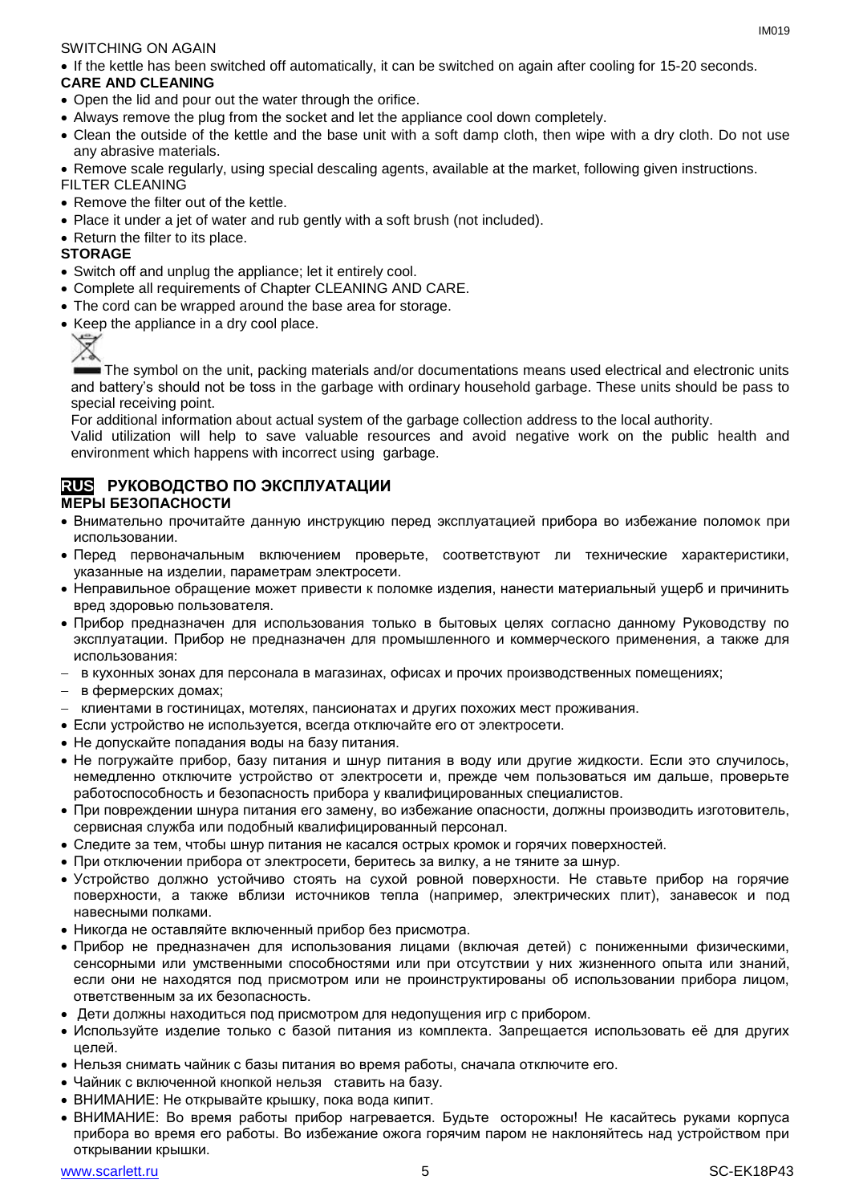SWITCHING ON AGAIN

- If the kettle has been switched off automatically, it can be switched on again after cooling for 15-20 seconds.

**CARE AND CLEANING**

- Open the lid and pour out the water through the orifice.
- Always remove the plug from the socket and let the appliance cool down completely.
- Clean the outside of the kettle and the base unit with a soft damp cloth, then wipe with a dry cloth. Do not use any abrasive materials.
- Remove scale regularly, using special descaling agents, available at the market, following given instructions.

FILTER CLEANING

- Remove the filter out of the kettle.
- Place it under a jet of water and rub gently with a soft brush (not included).
- Return the filter to its place.

**STORAGE**

- Switch off and unplug the appliance; let it entirely cool.
- Complete all requirements of Chapter CLEANING AND CARE.
- The cord can be wrapped around the base area for storage.
- Keep the appliance in a dry cool place.

The symbol on the unit, packing materials and/or documentations means used electrical and electronic units and battery's should not be toss in the garbage with ordinary household garbage. These units should be pass to special receiving point.

For additional information about actual system of the garbage collection address to the local authority.

Valid utilization will help to save valuable resources and avoid negative work on the public health and environment which happens with incorrect using garbage.

## RUS РУКОВОДСТВО ПО ЭКСПЛУАТАЦИИ

**МЕРЫ БЕЗОПАСНОСТИ**

- Внимательно прочитайте данную инструкцию перед эксплуатацией прибора во избежание поломок при использовании.
- Перед первоначальным включением проверьте, соответствуют ли технические характеристики, указанные на изделии, параметрам электросети.
- Неправильное обращение может привести к поломке изделия, нанести материальный ущерб и причинить вред здоровью пользователя.
- Прибор предназначен для использования только в бытовых целях согласно данному Руководству по эксплуатации. Прибор не предназначен для промышленного и коммерческого применения, а также для использования:
  - в кухонных зонах для персонала в магазинах, офисах и прочих производственных помещениях;
  - в фермерских домах;
  - клиентами в гостиницах, мотелях, пансионатах и других похожих мест проживания.
- Если устройство не используется, всегда отключайте его от электросети.
- Не допускайте попадания воды на базу питания.
- Не погружайте прибор, базу питания и шнур питания в воду или другие жидкости. Если это случилось, немедленно отключите устройство от электросети и, прежде чем пользоваться им дальше, проверьте работоспособность и безопасность прибора у квалифицированных специалистов.
- При повреждении шнура питания его замену, во избежание опасности, должны производить изготовитель, сервисная служба или подобный квалифицированный персонал.
- Следите за тем, чтобы шнур питания не касался острых кромок и горячих поверхностей.
- При отключении прибора от электросети, беритесь за вилку, а не тяните за шнур.
- Устройство должно устойчиво стоять на сухой ровной поверхности. Не ставьте прибор на горячие поверхности, а также вблизи источников тепла (например, электрических плит), занавесок и под навесными полками.
- Никогда не оставляйте включенный прибор без присмотра.
- Прибор не предназначен для использования лицами (включая детей) с пониженными физическими, сенсорными или умственными способностями или при отсутствии у них жизненного опыта или знаний, если они не находятся под присмотром или не проинструктированы об использовании прибора лицом, ответственным за их безопасность.
- Дети должны находиться под присмотром для недопущения игр с прибором.
- Используйте изделие только с базой питания из комплекта. Запрещается использовать её для других целей.
- Нельзя снимать чайник с базы питания во время работы, сначала отключите его.
- Чайник с включенной кнопкой нельзя ставить на базу.
- ВНИМАНИЕ: Не открывайте крышку, пока вода кипит.
- ВНИМАНИЕ: Во время работы прибор нагревается. Будьте осторожны! Не касайтесь руками корпуса прибора во время его работы. Во избежание ожога горячим паром не наклоняйтесь над устройством при открывании крышки.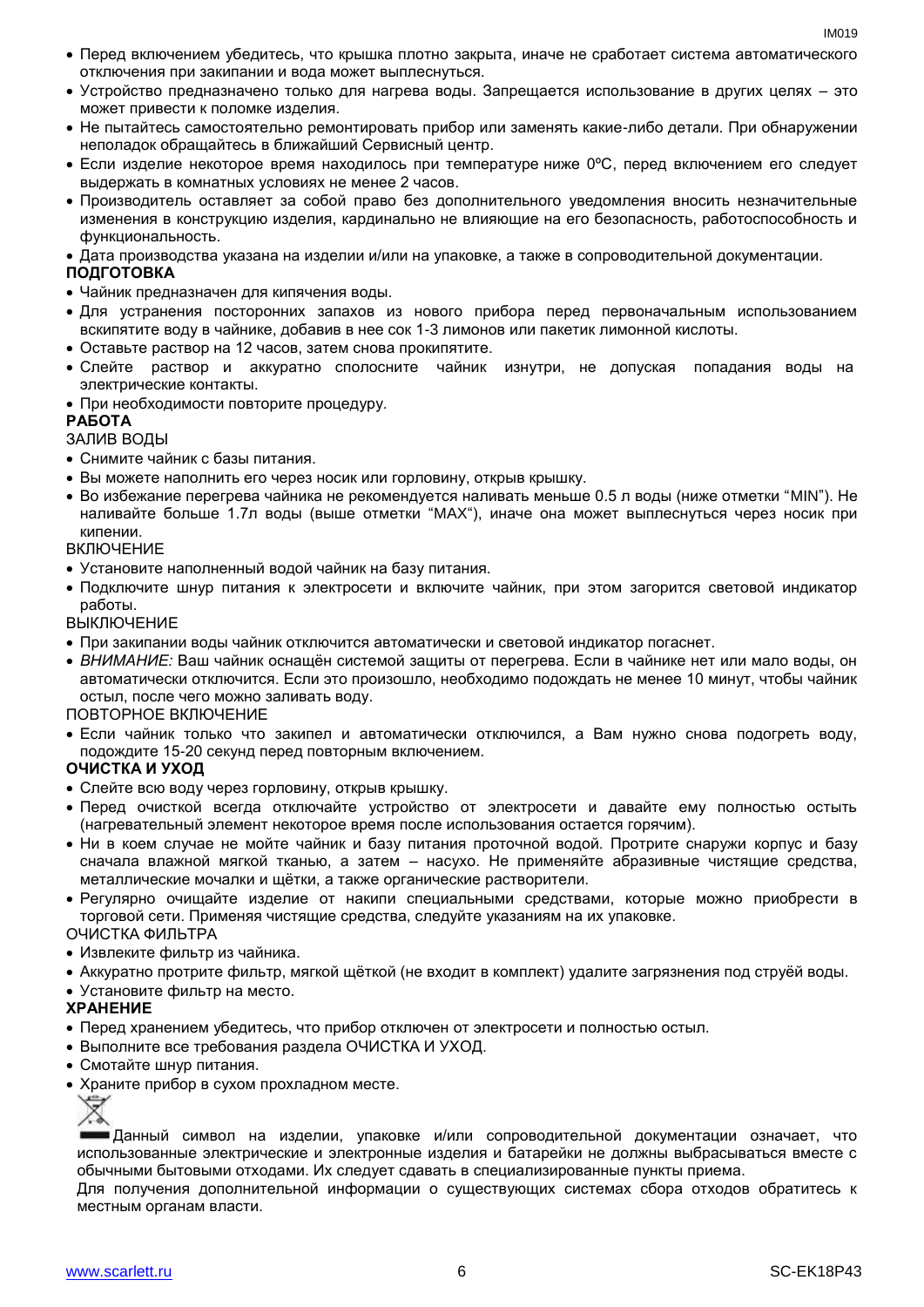- Перед включением убедитесь, что крышка плотно закрыта, иначе не сработает система автоматического отключения при закипании и вода может выплеснуться.
- Устройство предназначено только для нагрева воды. Запрещается использование в других целях – это может привести к поломке изделия.
- Не пытайтесь самостоятельно ремонтировать прибор или заменять какие-либо детали. При обнаружении неполадок обращайтесь в ближайший Сервисный центр.
- Если изделие некоторое время находилось при температуре ниже 0ºC, перед включением его следует выдержать в комнатных условиях не менее 2 часов.
- Производитель оставляет за собой право без дополнительного уведомления вносить незначительные изменения в конструкцию изделия, кардинально не влияющие на его безопасность, работоспособность и функциональность.
- Дата производства указана на изделии и/или на упаковке, а также в сопроводительной документации.

**ПОДГОТОВКА**

- Чайник предназначен для кипячения воды.
- Для устранения посторонних запахов из нового прибора перед первоначальным использованием вскипятите воду в чайнике, добавив в нее сок 1-3 лимонов или пакетик лимонной кислоты.
- Оставьте раствор на 12 часов, затем снова прокипятите.
- Слейте раствор и аккуратно сполосните чайник изнутри, не допуская попадания воды на электрические контакты.
- При необходимости повторите процедуру.

**РАБОТА**

ЗАЛИВ ВОДЫ

- Снимите чайник с базы питания.
- Вы можете наполнить его через носик или горловину, открыв крышку.
- Во избежание перегрева чайника не рекомендуется наливать меньше 0.5 л воды (ниже отметки “MIN”). Не наливайте больше 1.7л воды (выше отметки “MAX“), иначе она может выплеснуться через носик при кипении.

ВКЛЮЧЕНИЕ

- Установите наполненный водой чайник на базу питания.
- Подключите шнур питания к электросети и включите чайник, при этом загорится световой индикатор работы.

ВЫКЛЮЧЕНИЕ

- При закипании воды чайник отключится автоматически и световой индикатор погаснет.
- *ВНИМАНИЕ:* Ваш чайник оснащён системой защиты от перегрева. Если в чайнике нет или мало воды, он автоматически отключится. Если это произошло, необходимо подождать не менее 10 минут, чтобы чайник остыл, после чего можно заливать воду.

ПОВТОРНОЕ ВКЛЮЧЕНИЕ

- Если чайник только что закипел и автоматически отключился, а Вам нужно снова подогреть воду, подождите 15-20 секунд перед повторным включением.

**ОЧИСТКА И УХОД**

- Слейте всю воду через горловину, открыв крышку.
- Перед очисткой всегда отключайте устройство от электросети и давайте ему полностью остыть (нагревательный элемент некоторое время после использования остается горячим).
- Ни в коем случае не мойте чайник и базу питания проточной водой. Протрите снаружи корпус и базу сначала влажной мягкой тканью, а затем – насухо. Не применяйте абразивные чистящие средства, металлические мочалки и щётки, а также органические растворители.
- Регулярно очищайте изделие от накипи специальными средствами, которые можно приобрести в торговой сети. Применяя чистящие средства, следуйте указаниям на их упаковке.

ОЧИСТКА ФИЛЬТРА

- Извлеките фильтр из чайника.
- Аккуратно протрите фильтр, мягкой щёткой (не входит в комплект) удалите загрязнения под струёй воды.
- Установите фильтр на место.

**ХРАНЕНИЕ**

- Перед хранением убедитесь, что прибор отключен от электросети и полностью остыл.
- Выполните все требования раздела ОЧИСТКА И УХОД.
- Смотайте шнур питания.
- Храните прибор в сухом прохладном месте.

Данный символ на изделии, упаковке и/или сопроводительной документации означает, что использованные электрические и электронные изделия и батарейки не должны выбрасываться вместе с обычными бытовыми отходами. Их следует сдавать в специализированные пункты приема.

Для получения дополнительной информации о существующих системах сбора отходов обратитесь к местным органам власти.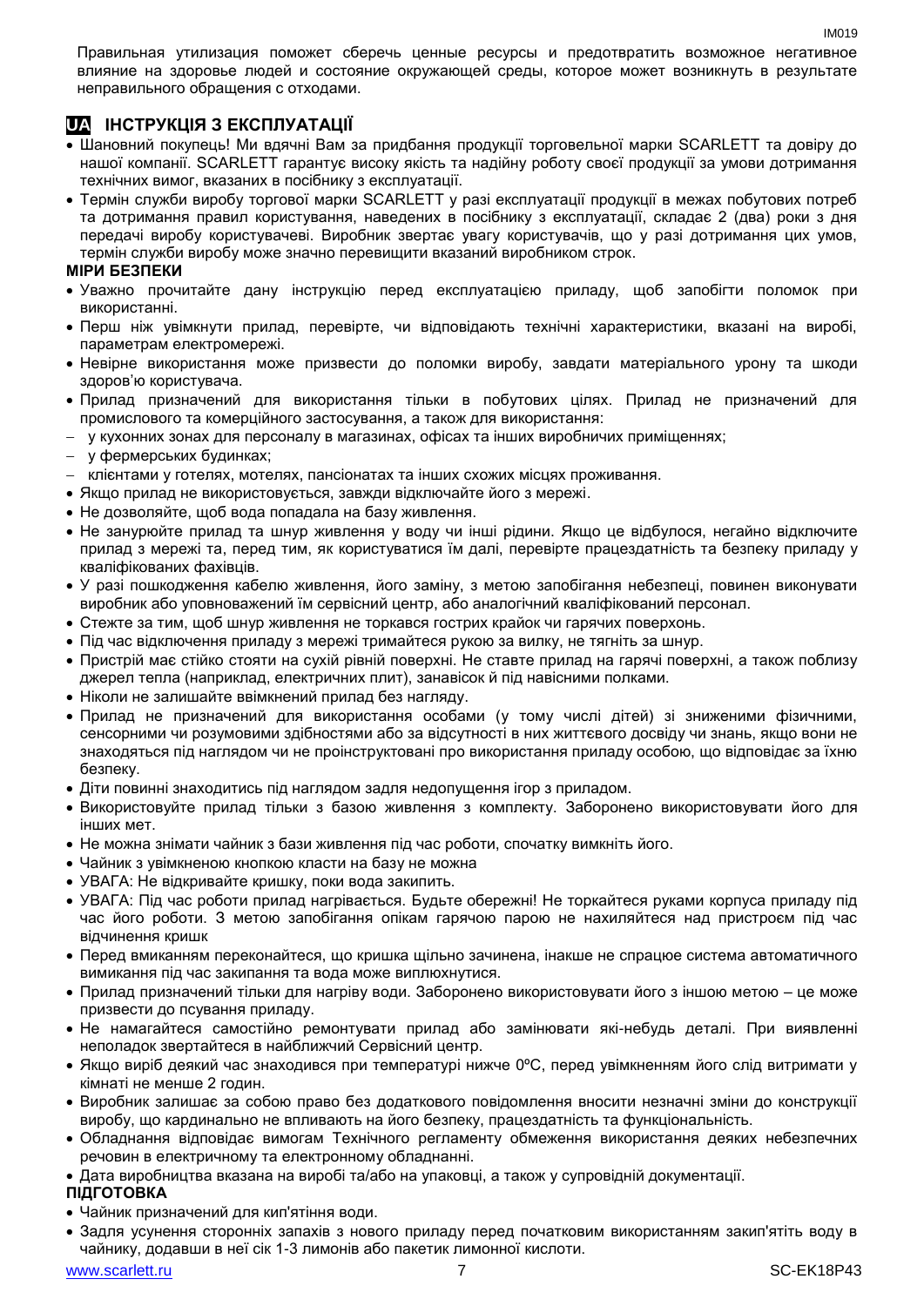Правильная утилизация поможет сберечь ценные ресурсы и предотвратить возможное негативное влияние на здоровье людей и состояние окружающей среды, которое может возникнуть в результате неправильного обращения с отходами.

## UA ІНСТРУКЦІЯ З ЕКСПЛУАТАЦІЇ

- Шановний покупець! Ми вдячні Вам за придбання продукції торговельної марки SCARLETT та довіру до нашої компанії. SCARLETT гарантує високу якість та надійну роботу своєї продукції за умови дотримання технічних вимог, вказаних в посібнику з експлуатації.
- Термін служби виробу торгової марки SCARLETT у разі експлуатації продукції в межах побутових потреб та дотримання правил користування, наведених в посібнику з експлуатації, складає 2 (два) роки з дня передачі виробу користувачеві. Виробник звертає увагу користувачів, що у разі дотримання цих умов, термін служби виробу може значно перевищити вказаний виробником строк.

**МІРИ БЕЗПЕКИ**

- Уважно прочитайте дану інструкцію перед експлуатацією приладу, щоб запобігти поломок при використанні.
- Перш ніж увімкнути прилад, перевірте, чи відповідають технічні характеристики, вказані на виробі, параметрам електромережі.
- Невірне використання може призвести до поломки виробу, завдати матеріального урону та шкоди здоров'ю користувача.
- Прилад призначений для використання тільки в побутових цілях. Прилад не призначений для промислового та комерційного застосування, а також для використання:
  - у кухонних зонах для персоналу в магазинах, офісах та інших виробничих приміщеннях;
  - у фермерських будинках;
  - клієнтами у готелях, мотелях, пансіонатах та інших схожих місцях проживання.
- Якщо прилад не використовується, завжди відключайте його з мережі.
- Не дозволяйте, щоб вода попадала на базу живлення.
- Не занурюйте прилад та шнур живлення у воду чи інші рідини. Якщо це відбулося, негайно відключите прилад з мережі та, перед тим, як користуватися їм далі, перевірте працездатність та безпеку приладу у кваліфікованих фахівців.
- У разі пошкодження кабелю живлення, його заміну, з метою запобігання небезпеці, повинен виконувати виробник або уповноважений їм сервісний центр, або аналогічний кваліфікований персонал.
- Стежте за тим, щоб шнур живлення не торкався гострих крайок чи гарячих поверхонь.
- Під час відключення приладу з мережі тримайтеся рукою за вилку, не тягніть за шнур.
- Пристрій має стійко стояти на сухій рівній поверхні. Не ставте прилад на гарячі поверхні, а також поблизу джерел тепла (наприклад, електричних плит), занавісок й під навісними полками.
- Ніколи не залишайте ввімкнений прилад без нагляду.
- Прилад не призначений для використання особами (у тому числі дітей) зі зниженими фізичними, сенсорними чи розумовими здібностями або за відсутності в них життєвого досвіду чи знань, якщо вони не знаходяться під наглядом чи не проінструктовані про використання приладу особою, що відповідає за їхню безпеку.
- Діти повинні знаходитись під наглядом задля недопущення ігор з приладом.
- Використовуйте прилад тільки з базою живлення з комплекту. Заборонено використовувати його для інших мет.
- Не можна знімати чайник з бази живлення під час роботи, спочатку вимкніть його.
- Чайник з увімкненою кнопкою класти на базу не можна
- УВАГА: Не відкривайте кришку, поки вода закипить.
- УВАГА: Під час роботи прилад нагрівається. Будьте обережні! Не торкайтеся руками корпуса приладу під час його роботи. З метою запобігання опікам гарячою парою не нахиляйтеся над пристроєм під час відчинення кришок
- Перед вмиканням переконайтеся, що кришка щільно зачинена, інакше не спрацюе система автоматичного вимикання під час закипання та вода може виплюхнутися.
- Прилад призначений тільки для нагріву води. Заборонено використовувати його з іншою метою – це може призвести до псування приладу.
- Не намагайтеся самостійно ремонтувати прилад або замінювати які-небудь деталі. При виявленні неполадок звертайтеся в найближчий Сервісний центр.
- Якщо виріб деякий час знаходився при температурі нижче 0ºC, перед увімкненням його слід витримати у кімнаті не менше 2 годин.
- Виробник залишає за собою право без додаткового повідомлення вносити незначні зміни до конструкції виробу, що кардинально не впливають на його безпеку, працездатність та функціональність.
- Обладнання відповідає вимогам Технічного регламенту обмеження використання деяких небезпечних речовин в електричному та електронному обладнанні.
- Дата виробництва вказана на виробі та/або на упаковці, а також у супровідній документації.

**ПІДГОТОВКА**

- Чайник призначений для кип'ятіння води.
- Задля усунення сторонніх запахів з нового приладу перед початковим використанням закип'ятіть воду в чайнику, додавши в неї сік 1-3 лимонів або пакетик лимонної кислоти.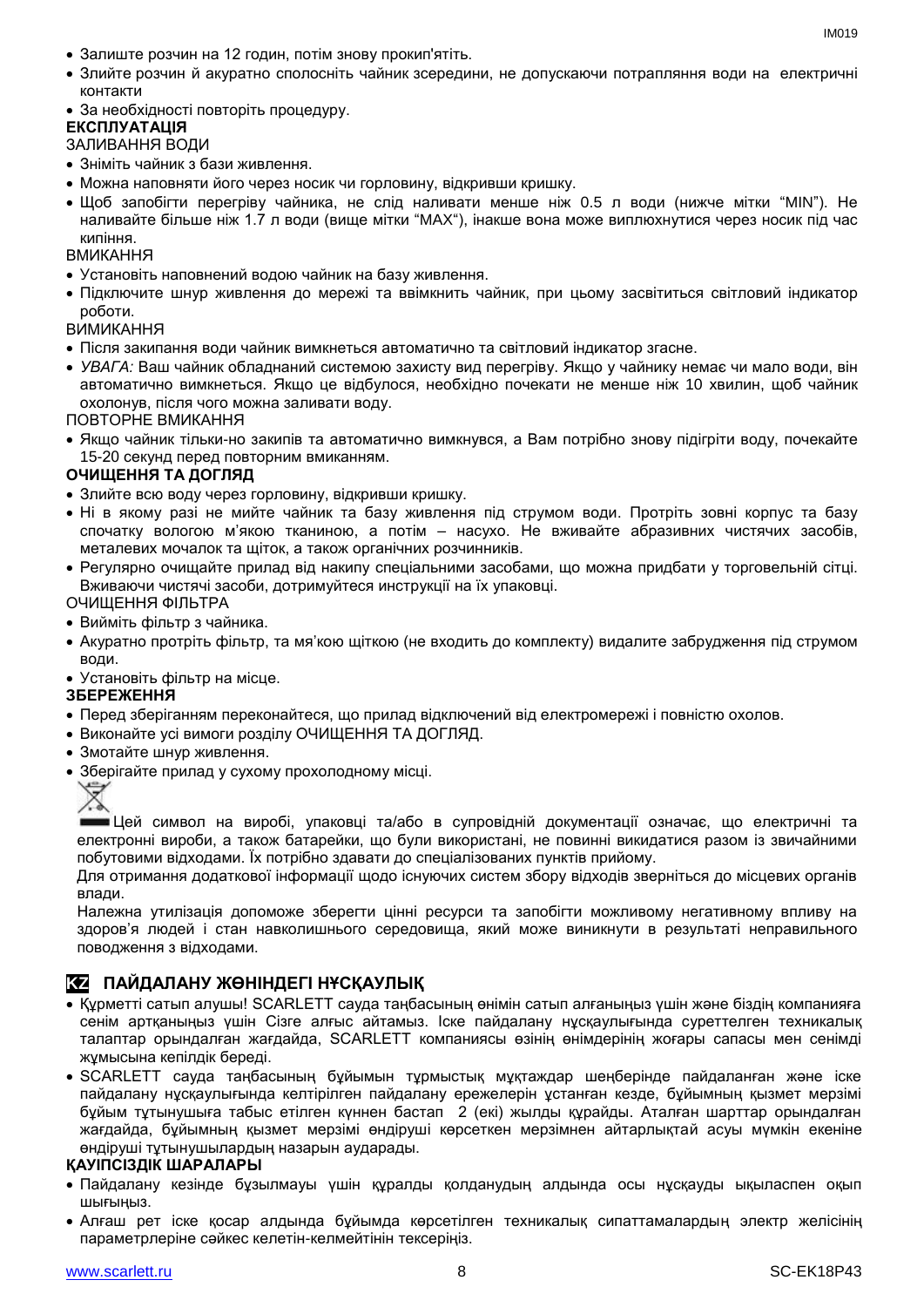- Залиште розчин на 12 годин, потім знову прокип'ятіть.
- Злийте розчин й акуратно сполосніть чайник зсередини, не допускаючи потрапляння води на електричні контакти
- За необхідності повторіть процедуру.

**ЕКСПЛУАТАЦІЯ**

ЗАЛИВАННЯ ВОДИ

- Зніміть чайник з бази живлення.
- Можна наповняти його через носик чи горловину, відкривши кришку.
- Щоб запобігти перегріву чайника, не слід наливати менше ніж 0.5 л води (нижче мітки "MIN"). Не наливайте більше ніж 1.7 л води (вище мітки "MAX"), інакше вона може виплюхнутися через носик під час кипіння.

ВМИКАННЯ

- Установіть наповнений водою чайник на базу живлення.
- Підключите шнур живлення до мережі та ввімкнить чайник, при цьому засвітиться світловий індикатор роботи.

ВИМИКАННЯ

- Після закипання води чайник вимкнеться автоматично та світловий індикатор згасне.
- *УВАГА:* Ваш чайник обладнаний системою захисту вид перегріву. Якщо у чайнику немає чи мало води, він автоматично вимкнеться. Якщо це відбулося, необхідно почекати не менше ніж 10 хвилин, щоб чайник охолонув, після чого можна заливати воду.

ПОВТОРНЕ ВМИКАННЯ

- Якщо чайник тільки-но закипів та автоматично вимкнувся, а Вам потрібно знову підігріти воду, почекайте 15-20 секунд перед повторним вмиканням.

**ОЧИЩЕННЯ ТА ДОГЛЯД**

- Злийте всю воду через горловину, відкривши кришку.
- Ні в якому разі не мийте чайник та базу живлення під струмом води. Протріть зовні корпус та базу спочатку вологою м'якою тканиною, а потім – насухо. Не вживайте абразивних чистячих засобів, металевих мочалок та щіток, а також органічних розчинників.
- Регулярно очищайте прилад від накипу спеціальними засобами, що можна придбати у торговельній сітці. Вживаючи чистячі засоби, дотримуйтеся инструкції на їх упаковці.

ОЧИЩЕННЯ ФІЛЬТРА

- Вийміть фільтр з чайника.
- Акуратно протріть фільтр, та мя'кою щіткою (не входить до комплекту) видалите забрудження під струмом води.
- Установіть фільтр на місце.

**ЗБЕРЕЖЕННЯ**

- Перед зберіганням переконайтеся, що прилад відключений від електромережі і повністю охолов.
- Виконайте усі вимоги розділу ОЧИЩЕННЯ ТА ДОГЛЯД.
- Змотайте шнур живлення.
- Зберігайте прилад у сухому прохолодному місці.

Цей символ на виробі, упаковці та/або в супровідній документації означає, що електричні та електронні вироби, а також батарейки, що були використані, не повинні викидатися разом із звичайними побутовими відходами. Їх потрібно здавати до спеціалізованих пунктів прийому.

Для отримання додаткової інформації щодо існуючих систем збору відходів зверніться до місцевих органів влади.

Належна утилізація допоможе зберегти цінні ресурси та запобігти можливому негативному впливу на здоров'я людей і стан навколишнього середовища, який може виникнути в результаті неправильного поводження з відходами.

## KZ ПАЙДАЛАНУ ЖӨНІНДЕГІ НҰСҚАУЛЫҚ

- Құрметті сатып алушы! SCARLETT сауда таңбасының өнімін сатып алғаныңыз үшін және біздің компанияға сенім артқаныңыз үшін Сізге алғыс айтамыз. Іске пайдалану нұсқаулығында суреттелген техникалық талаптар орындалған жағдайда, SCARLETT компаниясы өзінің өнімдерінің жоғары сапасы мен сенімді жұмысына кепілдік береді.
- SCARLETT сауда таңбасының бұйымын тұрмыстық мұқтаждар шеңберінде пайдаланған және іске пайдалану нұсқаулығында келтірілген пайдалану ережелерін ұстанған кезде, бұйымның қызмет мерзімі бұйым тұтынушыға табыс етілген күннен бастап 2 (екі) жылды құрайды. Аталған шарттар орындалған жағдайда, бұйымның қызмет мерзімі өндіруші көрсеткен мерзімнен айтарлықтай асуы мүмкін екеніне өндіруші тұтынушылардың назарын аударады.

**ҚАУІПСІЗДІК ШАРАЛАРЫ**

- Пайдалану кезінде бұзылмауы үшін құралды қолданудың алдында осы нұсқауды ықыласпен оқып шығыңыз.
- Алғаш рет іске қосар алдында бұйымда көрсетілген техникалық сипаттамалардың электр желісінің параметрлеріне сәйкес келетін-келмейтінін тексеріңіз.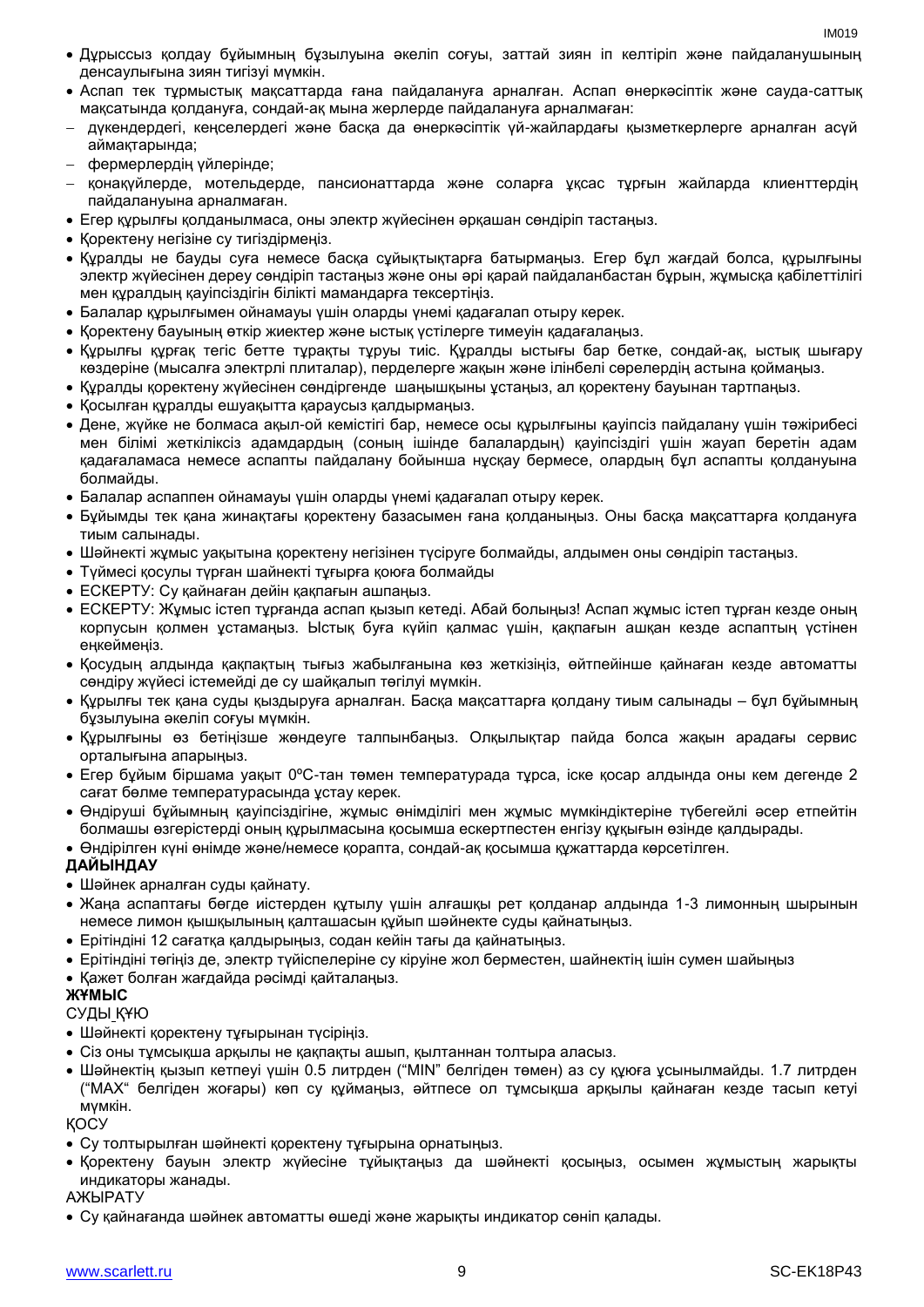- Дұрыссыз қолдау бұйымның бұзылуына әкеліп соғуы, заттай зиян іп келтіріп және пайдаланушының денсаулығына зиян тигізуі мүмкін.
- Аспап тек тұрмыстық мақсаттарда ғана пайдалануға арналған. Аспап өнеркәсіптік және сауда-саттық мақсатында қолдануға, сондай-ақ мына жерлерде пайдалануға арналмаған:
  - дүкендердегі, кеңселердегі және басқа да өнеркәсіптік үй-жайлардағы қызметкерлерге арналған асүй аймақтарында;
  - фермерлердің үйлерінде;
  - қонақүйлерде, мотельдерде, пансионаттарда және соларға ұқсас тұрғын жайларда клиенттердің пайдалануына арналмаған.
- Егер құрылғы қолданылмаса, оны электр жүйесінен әрқашан сөндіріп тастаңыз.
- Қоректену негізіне су тигіздірмеңіз.
- Құралды не бауды суға немесе басқа сұйықтықтарға батырмаңыз. Егер бұл жағдай болса, құрылғыны электр жүйесінен дереу сөндіріп тастаңыз және оны әрі қарай пайдаланбастан бұрын, жұмысқа қабілеттілігі мен құралдың қауіпсіздігін білікті мамандарға тексертіңіз.
- Балалар құрылғымен ойнамауы үшін оларды үнемі қадағалап отыру керек.
- Қоректену бауының өткір жиектер және ыстық үстілерге тимеуін қадағалаңыз.
- Құрылғы құрғақ тегіс бетте тұрақты тұруы тиіс. Құралды ыстығы бар бетке, сондай-ақ, ыстық шығару көздеріне (мысалға электрлі плиталар), перделерге жақын және ілінбелі сөрелердің астына қоймаңыз.
- Құралды қоректену жүйесінен сөндіргенде шаңышқыны ұстаңыз, ал қоректену бауынан тартпаңыз.
- Қосылған құралды ешуақытта караусыз қалдырмаңыз.
- Дене, жүйке не болмаса ақыл-ой кемістігі бар, немесе осы құрылғыны қауіпсіз пайдалану үшін тәжірибесі мен білімі жеткіліксіз адамдардың (соның ішінде балалардың) қауіпсіздігі үшін жауап беретін адам қадағаламаса немесе аспапты пайдалану бойынша нұсқау бермесе, олардың бұл аспапты қолдануына болмайды.
- Балалар аспаппен ойнамауы үшін оларды үнемі қадағалап отыру керек.
- Бұйымды тек қана жинақтағы қоректену базасымен ғана қолданыңыз. Оны басқа мақсаттарға қолдануға тиым салынады.
- Шәйнекті жұмыс уақытына қоректену негізінен түсіруге болмайды, алдымен оны сөндіріп тастаңыз.
- Түймесі қосулы түрған шайнекті тұғырға қоюға болмайды
- ЕСКЕРТУ: Су қайнаған дейін қақпағын ашпаңыз.
- ЕСКЕРТУ: Жұмыс істеп тұрғанда аспап қызып кетеді. Абай болыңыз! Аспап жұмыс істеп тұрған кезде оның корпусын қолмен ұстамаңыз. Ыстық буға күйіп қалмас үшін, қақпағын ашқан кезде аспаптың үстінен еңкеймеңіз.
- Қосудың алдында қақпақтың тығыз жабылғанына көз жеткізіңіз, әйтпейінше қайнаған кезде автоматты сөндіру жүйесі істемейді де су шайқалып төгілуі мүмкін.
- Құрылғы тек қана суды қыздыруға арналған. Басқа мақсаттарға қолдану тиым салынады – бұл бұйымның бұзылуына әкеліп соғуы мүмкін.
- Құрылғыны өз бетіңізше жөндеуге талпынбаңыз. Олқылықтар пайда болса жақын арадағы сервис орталығына апарыңыз.
- Егер бұйым біршама уақыт 0ºC-тан төмен температурада тұрса, іске қосар алдында оны кем дегенде 2 сағат бөлме температурасында ұстау керек.
- Өндіруші бұйымның қауіпсіздігіне, жұмыс өнімділігі мен жұмыс мүмкіндіктеріне түбегейлі әсер етпейтін болмашы өзгерістерді оның құрылмасына қосымша ескертпестен енгізу құқығын өзінде қалдырады.
- Өндірілген күні өнімде және/немесе қорапта, сондай-ақ қосымша құжаттарда көрсетілген.

**ДАЙЫНДАУ**

- Шайнек арналған суды қайнату.
- Жаңа аспаптағы бөгде иістерден құтылу үшін алғашқы рет қолданар алдында 1-3 лимонның шырынын немесе лимон қышқылының қалташасын құйып шәйнекте суды қайнатыңыз.
- Ерітіндіні 12 сағатқа қалдырыңыз, содан кейін тағы да қайнатыңыз.
- Ерітіндіні төгіңіз де, электр түйіспелеріне су кіруіне жол берместен, шайнектің ішін сумен шайыңыз
- Қажет болған жағдайда рәсімді қайталаңыз.

**ЖҰМЫС**

СУДЫ ҚҰЮ

- Шәйнекті қоректену тұғырынан түсіріңіз.
- Сіз оны тұмсықша арқылы не қақпақты ашып, қылтаннан толтыра аласыз.
- Шәйнектің қызып кетпеуі үшін 0.5 литрден (“MIN” белгіден төмен) аз су құюға ұсынылмайды. 1.7 литрден (“MAX“ белгіден жоғары) көп су құймаңыз, әйтпесе ол тұмсықша арқылы қайнаған кезде тасып кетуі мүмкін.

ҚОСУ

- Су толтырылған шәйнекті қоректену тұғырына орнатыңыз.
- Қоректену бауын электр жүйесіне тұйықтаңыз да шәйнекті қосыңыз, осымен жұмыстың жарықты индикаторы жанады.

АЖЫРАТУ

- Су қайнағанда шәйнек автоматты өшеді және жарықты индикатор сөніп қалады.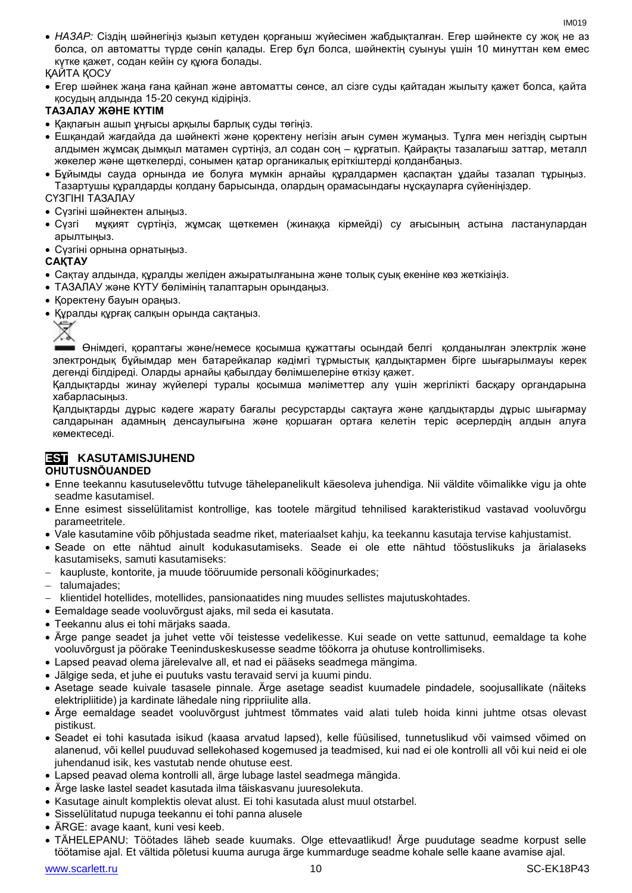- *НАЗАР:* Сіздің шәйнегіңіз қызып кетуден қорғаныш жүйесімен жабдықталған. Егер шәйнекте су жоқ не аз болса, ол автоматты түрде сөніп қалады. Егер бұл болса, шәйнектің суынуы үшін 10 минуттан кем емес күтке қажет, содан кейін су құюға болады.

ҚАЙТА ҚОСУ

- Егер шәйнек жаңа ғана қайнап және автоматты сөнсе, ал сізге суды қайтадан жылыту қажет болса, қайта қосудың алдында 15-20 секунд кідіріңіз.

**ТАЗАЛАУ ЖӘНЕ КҮТІМ**

- Қақпағын ашып ұңғысы арқылы барлық суды төгіңіз.
- Ешқандай жағдайда да шәйнекті және қоректену негізін ағын сумен жумаңыз. Тұлға мен негіздің сыртын алдымен жұмсақ дымқыл матамен сүртіңіз, ал содан соң – құрғатып. Қайрақты тазалағыш заттар, металл жөкелер және щөткелерді, сонымен қатар органикалық еріткіштерді қолданбаңыз.
- Бұйымды сауда орнында ие болуға мүмкін арнайы құралдармен қаспақтан ұдайы тазалап тұрыңыз. Тазартушы құралдарды қолдану барысында, олардың орамасындағы нұсқауларға сүйеніңіздер.

СҮЗГІНІ ТАЗАЛАУ

- Сүзгіні шәйнектен алыңыз.
- Сүзгі мұқият сүртіңіз, жұмсақ щөткемен (жинаққа кірмейді) су ағысының астына ластанулардан арылтыңыз.
- Сүзгіні орнына орнатыңыз.

**САҚТАУ**

- Сақтау алдында, құралды желіден ажыратылғанына және толық суық екеніне көз жеткізіңіз.
- ТАЗАЛАУ және КҮТУ бөлімінің талаптарын орындаңыз.
- Қоректену бауын ораңыз.
- Құралды құрғақ салқын орында сақтаңыз.

Өнімдегі, қораптағы және/немесе қосымша құжаттағы осындай белгі қолданылған электрлік және электрондық бұйымдар мен батарейкалар кәдімгі тұрмыстық қалдықтармен бірге шығарылмауы керек дегенді білдіреді. Оларды арнайы қабылдау бөлімшелеріне өткізу қажет.

Қалдықтарды жинау жүйелері туралы қосымша мәліметтер алу үшін жергілікті басқару органдарына хабарласыңыз.

Қалдықтарды дұрыс кәдеге жарату бағалы ресурстарды сақтауға және қалдықтарды дұрыс шығармау салдарынан адамның денсаулығына және қоршаған ортаға келетін теріс әсерлердің алдын алуға көмектеседі.

## EST KASUTAMISJUHEND

**OHUTUSNÕUANDED**

- Enne teekannu kasutuselevõttu tutvuge tähelepanelikult käesoleva juhendiga. Nii väldite võimalikke vigu ja ohte seadme kasutamisel.
- Enne esimest sisselülitamist kontrollige, kas tootele märgitud tehnilised karakteristikud vastavad vooluvõrgu parameetritele.
- Vale kasutamine võib põhjustada seadme riket, materiaalset kahju, ka teekannu kasutaja tervise kahjustamist.
- Seade on ette nähtud ainult kodukasutamiseks. Seade ei ole ette nähtud tööstuslikuks ja ärialaseks kasutamiseks, samuti kasutamiseks:
  - kaupluste, kontorite, ja muude tööruumide personali kööginurkades;
  - talumajades;
  - klientidel hotellides, motellides, pansionaatides ning muudes sellistes majutuskohtades.
- Eemaldage seade vooluvõrgust ajaks, mil seda ei kasutata.
- Teekannu alus ei tohi märjaks saada.
- Ärge pange seadet ja juhet vette või teistesse vedelikesse. Kui seade on vette sattunud, eemaldage ta kohe vooluvõrgust ja pöörake Teeninduskeskusesse seadme töökorra ja ohutuse kontrollimiseks.
- Lapsed peavad olema järelevalve all, et nad ei pääseks seadmega mängima.
- Jälgige seda, et juhe ei puutuks vastu teravaid servi ja kuumi pindu.
- Asetage seade kuivale tasasele pinnale. Ärge asetage seadist kuumadele pindadele, soojusallikate (näiteks elektripliitide) ja kardinate lähedale ning rippriiulite alla.
- Ärge eemaldage seadet vooluvõrgust juhtmest tõmmates vaid alati tuleb hoida kinni juhtme otsas olevast pistikust.
- Seadet ei tohi kasutada isikud (kaasa arvatud lapsed), kelle füüsilised, tunnetuslikud või vaimsed võimed on alanenud, või kellel puuduvad sellekohased kogemused ja teadmised, kui nad ei ole kontrolli all või kui neid ei ole juhendanud isik, kes vastutab nende ohutuse eest.
- Lapsed peavad olema kontrolli all, ärge lubage lastel seadmega mängida.
- Ärge laske lastel seadet kasutada ilma täiskasvanu juuresolekuta.
- Kasutage ainult komplektis olevat alust. Ei tohi kasutada alust muul otstarbel.
- Sisselülitatud nupuga teekannu ei tohi panna alusele
- ÄRGE: avage kaant, kuni vesi keeb.
- TÄHELEPANU: Töötades läheb seade kuumaks. Olge ettevaatlikud! Ärge puudutage seadme korpust selle töötamise ajal. Et vältida põletusi kuuma auruga ärge kummarduge seadme kohale selle kaane avamise ajal.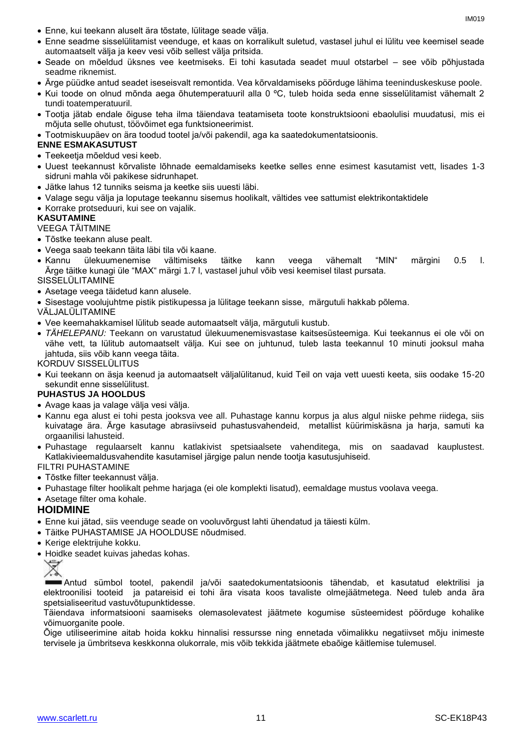- Enne, kui teekann aluselt ära tõstate, lülitage seade välja.
- Enne seadme sisselülitamist veenduge, et kaas on korralikult suletud, vastasel juhul ei lülitu vee keemisel seade automaatselt välja ja keev vesi võib sellest välja pritsida.
- Seade on mõeldud üksnes vee keetmiseks. Ei tohi kasutada seadet muul otstarbel – see võib põhjustada seadme riknemist.
- Ärge püüdke antud seadet iseseisvalt remontida. Vea kõrvaldamiseks pöörduge lähima teeninduskeskuse poole.
- Kui toode on olnud mõnda aega õhutemperatuuril alla 0 ºC, tuleb hoida seda enne sisselülitamist vähemalt 2 tundi toatemperatuuril.
- Tootja jätab endale õiguse teha ilma täiendava teatamiseta toote konstruktsiooni ebaolulisi muudatusi, mis ei mõjuta selle ohutust, töövõimet ega funktsioneerimist.
- Tootmiskuupäev on ära toodud tootel ja/või pakendil, aga ka saatedokumentatsioonis.

**ENNE ESMAKASUTUST**

- Teekeetja mõeldud vesi keeb.
- Uuest teekannust kõrvaliste lõhnade eemaldamiseks keetke selles enne esimest kasutamist vett, lisades 1-3 sidruni mahla või pakikese sidrunhapet.
- Jätke lahus 12 tunniks seisma ja keetke siis uuesti läbi.
- Valage segu välja ja loputage teekannu sisemus hoolikalt, vältides vee sattumist elektrikontaktidele
- Korrake protseduuri, kui see on vajalik.

**KASUTAMINE**

VEEGA TÄITMINE

- Tõstke teekann aluse pealt.
- Veega saab teekann täita läbi tila või kaane.
- Kannu ülekuumenemise vältimiseks täitke kann veega vähemalt "MIN" märgini 0.5 l. Ärge täitke kunagi üle "MAX" märgi 1.7 l, vastasel juhul võib vesi keemisel tilast pursata.

SISSELÜLITAMINE

- Asetage veega täidetud kann alusele.
- Sisestage voolujuhtme pistik pistikupessa ja lülitage teekann sisse, märgutuli hakkab põlema.

VÄLJALÜLITAMINE

- Vee keemahakkamisel lülitub seade automaatselt välja, märgutuli kustub.
- *TÄHELEPANU:* Teekann on varustatud ülekuumenemisvastase kaitsesüsteemiga. Kui teekannus ei ole või on vähe vett, ta lülitub automaatselt välja. Kui see on juhtunud, tuleb lasta teekannul 10 minuti jooksul maha jahtuda, siis võib kann veega täita.

KORDUV SISSELÜLITUS

- Kui teekann on äsja keenud ja automaatselt väljalülitanud, kuid Teil on vaja vett uuesti keeta, siis oodake 15-20 sekundit enne sisselülitust.

**PUHASTUS JA HOOLDUS**

- Avage kaas ja valage välja vesi välja.
- Kannu ega alust ei tohi pesta jooksva vee all. Puhastage kannu korpus ja alus algul niiske pehme riidega, siis kuivatage ära. Ärge kasutage abrasiivseid puhastusvahendeid, metallist küürimiskäsna ja harja, samuti ka orgaanilisi lahusteid.
- Puhastage regulaarselt kannu katlakivist spetsiaalsete vahenditega, mis on saadavad kauplustest. Katlakivieemaldusvahendite kasutamisel järgige palun nende tootja kasutusjuhiseid.

FILTRI PUHASTAMINE

- Tõstke filter teekannust välja.
- Puhastage filter hoolikalt pehme harjaga (ei ole komplekti lisatud), eemaldage mustus voolava veega.
- Asetage filter oma kohale.

## HOIDMINE

- Enne kui jätad, siis veenduge seade on vooluvõrgust lahti ühendatud ja täiesti külm.
- Täitke PUHASTAMISE JA HOOLDUSE nõudmised.
- Kerige elektrijuhe kokku.
- Hoidke seadet kuivas jahedas kohas.

Antud sümbol tootel, pakendil ja/või saatedokumentatsioonis tähendab, et kasutatud elektrilisi ja elektroonilisi tooteid ja patareisid ei tohi ära visata koos tavaliste olmejäätmetega. Need tuleb anda ära spetsialiseeritud vastuvõtupunktidesse.

Täiendava informatsiooni saamiseks olemasolevatest jäätmete kogumise süsteemidest pöörduge kohalike võimuorganite poole.

Õige utiliseerimine aitab hoida kokku hinnalisi ressursse ning ennetada võimalikku negatiivset mõju inimeste tervisele ja ümbritseva keskkonna olukorrale, mis võib tekkida jäätmete ebaõige käitlemise tulemusel.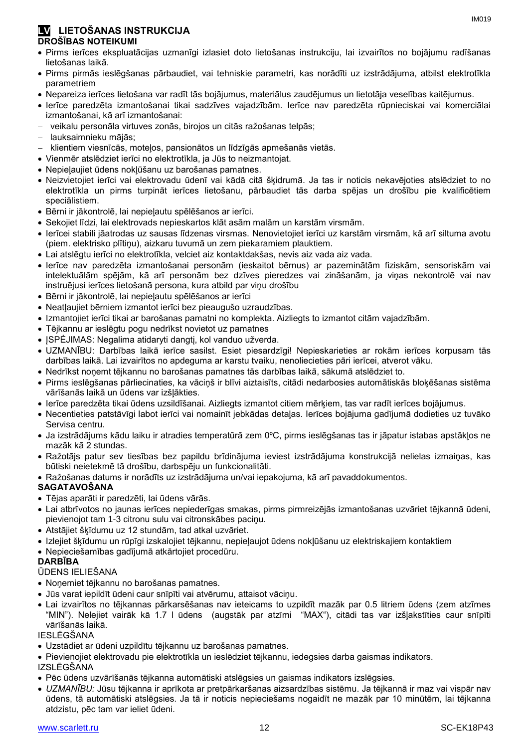## LV LIETOŠANAS INSTRUKCIJA

**DROŠĪBAS NOTEIKUMI**

- Pirms ierīces ekspluatācijas uzmanīgi izlasiet doto lietošanas instrukciju, lai izvairītos no bojājumu radīšanas lietošanas laikā.
- Pirms pirmās ieslēgšanas pārbaudiet, vai tehniskie parametri, kas norādīti uz izstrādājuma, atbilst elektrotīkla parametriem
- Nepareiza ierīces lietošana var radīt tās bojājumus, materiālus zaudējumus un lietotāja veselības kaitējumus.
- Ierīce paredzēta izmantošanai tikai sadzīves vajadzībām. Ierīce nav paredzēta rūpnieciskai vai komerciālai izmantošanai, kā arī izmantošanai:
  - veikalu personāla virtuves zonās, birojos un citās ražošanas telpās;
  - lauksaimnieku mājās;
  - klientiem viesnīcās, moteļos, pansionātos un līdzīgās apmešanās vietās.
- Vienmēr atslēdziet ierīci no elektrotīkla, ja Jūs to neizmantojat.
- Nepieļaujiet ūdens nokļūšanu uz barošanas pamatnes.
- Neizvietojiet ierīci vai elektrovadu ūdenī vai kādā citā šķidrumā. Ja tas ir noticis nekavējoties atslēdziet to no elektrotīkla un pirms turpināt ierīces lietošanu, pārbaudiet tās darba spējas un drošību pie kvalificētiem speciālistiem.
- Bērni ir jākontrolē, lai nepieļautu spēlēšanos ar ierīci.
- Sekojiet līdzi, lai elektrovads nepieskartos klāt asām malām un karstām virsmām.
- Ierīcei stabili jāatrodas uz sausas līdzenas virsmas. Nenovietojiet ierīci uz karstām virsmām, kā arī siltuma avotu (piem. elektrisko plītiņu), aizkaru tuvumā un zem piekaramiem plauktiem.
- Lai atslēgtu ierīci no elektrotīkla, velciet aiz kontaktdakšas, nevis aiz vada aiz vada.
- Ierīce nav paredzēta izmantošanai personām (ieskaitot bērnus) ar pazeminātām fiziskām, sensoriskām vai intelektuālām spējām, kā arī personām bez dzīves pieredzes vai zināšanām, ja viņas nekontrolē vai nav instruējusi ierīces lietošanā persona, kura atbild par viņu drošību
- Bērni ir jākontrolē, lai nepieļautu spēlēšanos ar ierīci
- Neatļaujiet bērniem izmantot ierīci bez pieaugušo uzraudzības.
- Izmantojiet ierīci tikai ar barošanas pamatni no komplekta. Aizliegts to izmantot citām vajadzībām.
- Tējkannu ar ieslēgtu pogu nedrīkst novietot uz pamatnes
- ĮSPĖJIMAS: Negalima atidaryti dangtį, kol vanduo užverda.
- UZMANĪBU: Darbības laikā ierīce sasilst. Esiet piesardzīgi! Nepieskarieties ar rokām ierīces korpusam tās darbības laikā. Lai izvairītos no apdeguma ar karstu tvaiku, nenolieciet pāri ierīcei, atverot vāku.
- Nedrīkst noņemt tējkannu no barošanas pamatnes tās darbības laikā, sākumā atslēdziet to.
- Pirms ieslēgšanas pārliecinaties, ka vāciņš ir blīvi aiztaisīts, citādi nedarbosies automātiskās bloķēšanas sistēma vārīšanās laikā un ūdens var izšļākties.
- Ierīce paredzēta tikai ūdens uzsildīšanai. Aizliegts izmantot citiem mērķiem, tas var radīt ierīces bojājumus.
- Necentieties patstāvīgi labot ierīci vai nomainīt jebkādas detaļas. Ierīces bojājuma gadījumā dodieties uz tuvāko Servisa centru.
- Ja izstrādājums kādu laiku ir atradies temperatūrā zem 0ºC, pirms ieslēgšanas tas ir jāpatur istabas apstākļos ne mazāk kā 2 stundas.
- Ražotājs patur sev tiesības bez papildu brīdinājuma ieviest izstrādājuma konstrukcijā nelielas izmaiņas, kas būtiski neietekmē tā drošību, darbspēju un funkcionalitāti.
- Ražošanas datums ir norādīts uz izstrādājuma un/vai iepakojuma, kā arī pavaddokumentos.

**SAGATAVOŠANA**

- Tējas aparāti ir paredzēti, lai ūdens vārās.
- Lai atbrīvotos no jaunas ierīces nepiederīgas smakas, pirms pirmreizējās izmantošanas uzvāriet tējkannā ūdeni, pievienojot tam 1-3 citronu sulu vai citronskābes paciņu.
- Atstājiet šķīdumu uz 12 stundām, tad atkal uzvāriet.
- Izlejiet šķīdumu un rūpīgi izskalojiet tējkannu, nepieļaujot ūdens nokļūšanu uz elektriskajiem kontaktiem
- Nepieciešamības gadījumā atkārtojiet procedūru.

**DARBĪBA**

ŪDENS IELIEŠANA

- Noņemiet tējkannu no barošanas pamatnes.
- Jūs varat iepildīt ūdeni caur snīpīti vai atvērumu, attaisot vāciņu.
- Lai izvairītos no tējkannas pārkarsēšanas nav ieteicams to uzpildīt mazāk par 0.5 litriem ūdens (zem atzīmes "MIN"). Nelejiet vairāk kā 1.7 l ūdens (augstāk par atzīmi "MAX"), citādi tas var izšļakstīties caur snīpīti vārīšanās laikā.

IESLĒGŠANA

- Uzstādiet ar ūdeni uzpildītu tējkannu uz barošanas pamatnes.
- Pievienojiet elektrovadu pie elektrotīkla un ieslēdziet tējkannu, iedegsies darba gaismas indikators.

IZSLĒGŠANA

- Pēc ūdens uzvārīšanās tējkanna automātiski atslēgsies un gaismas indikators izslēgsies.
- *UZMANĪBU:* Jūsu tējkanna ir aprīkota ar pretpārkaršanas aizsardzības sistēmu. Ja tējkannā ir maz vai vispār nav ūdens, tā automātiski atslēgsies. Ja tā ir noticis nepieciešams nogaidīt ne mazāk par 10 minūtēm, lai tējkanna atdzistu, pēc tam var ieliet ūdeni.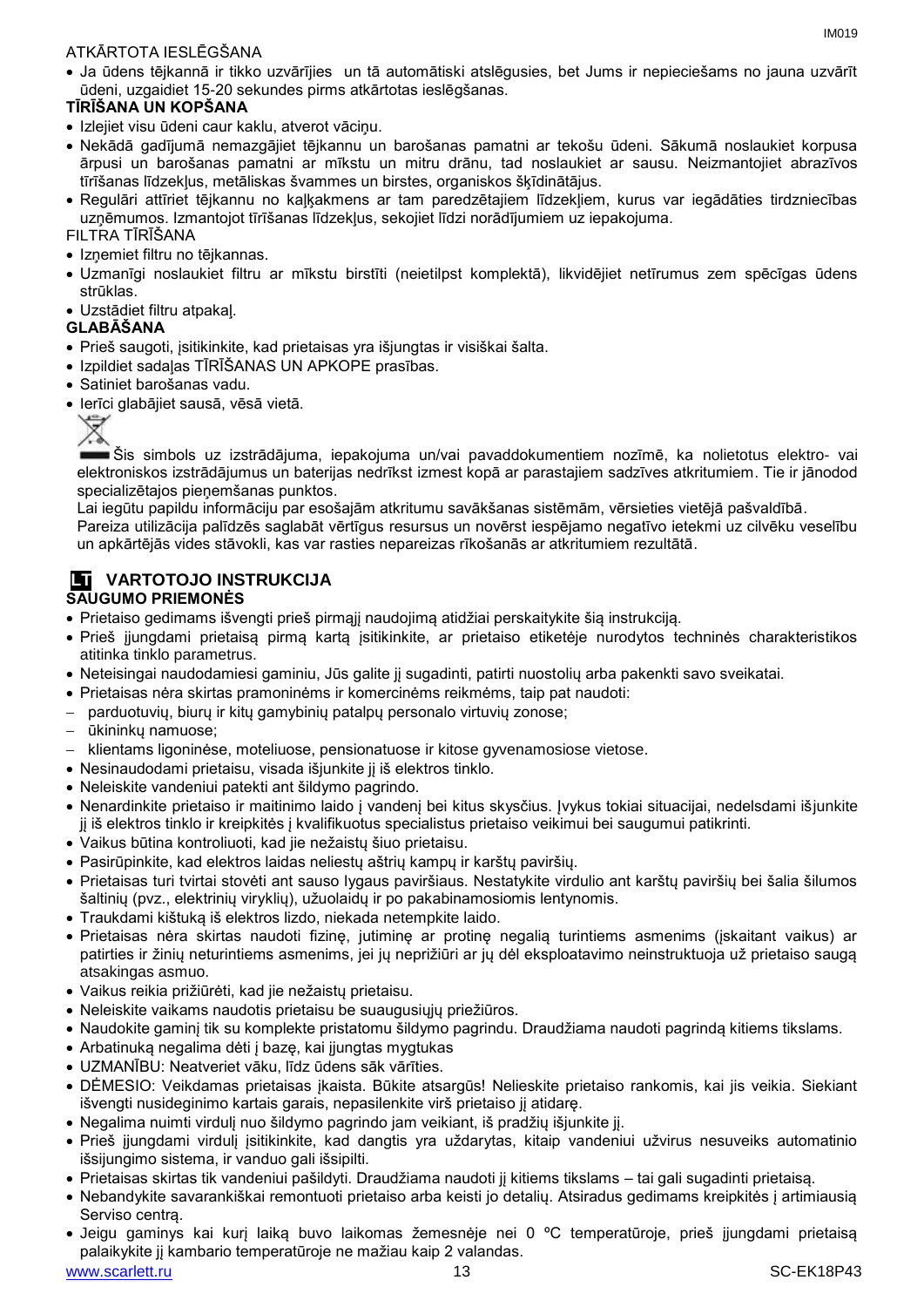ATKĀRTOTA IESLĒGŠANA

- Ja ūdens tējkannā ir tikko uzvārījies un tā automātiski atslēgusies, bet Jums ir nepieciešams no jauna uzvārīt ūdeni, uzgaidiet 15-20 sekundes pirms atkārtotas ieslēgšanas.

**TĪRĪŠANA UN KOPŠANA**

- Izlejiet visu ūdeni caur kaklu, atverot vāciņu.
- Nekādā gadījumā nemazgājiet tējkannu un barošanas pamatni ar tekošu ūdeni. Sākumā noslaukiet korpusa ārpusi un barošanas pamatni ar mīkstu un mitru drānu, tad noslaukiet ar sausu. Neizmantojiet abrazīvos tīrīšanas līdzekļus, metāliskas švammes un birstes, organiskos šķīdinātājus.
- Regulāri attīriet tējkannu no kaļķakmens ar tam paredzētajiem līdzekļiem, kurus var iegādāties tirdzniecības uzņēmumos. Izmantojot tīrīšanas līdzekļus, sekojiet līdzi norādījumiem uz iepakojuma.

FILTRA TĪRĪŠANA

- Izņemiet filtru no tējkannas.
- Uzmanīgi noslaukiet filtru ar mīkstu birstīti (neietilpst komplektā), likvidējiet netīrumus zem spēcīgas ūdens strūklas.
- Uzstādiet filtru atpakaļ.

**GLABĀŠANA**

- Prieš saugoti, įsitikinkite, kad prietaisas yra išjungtas ir visiškai šalta.
- Izpildiet sadaļas TĪRĪŠANAS UN APKOPE prasības.
- Satiniet barošanas vadu.
- Ierīci glabājiet sausā, vēsā vietā.

Šis simbols uz izstrādājuma, iepakojuma un/vai pavaddokumentiem nozīmē, ka nolietotus elektro- vai elektroniskos izstrādājumus un baterijas nedrīkst izmest kopā ar parastajiem sadzīves atkritumiem. Tie ir jānodod specializētajos pieņemšanas punktos.

Lai iegūtu papildu informāciju par esošajām atkritumu savākšanas sistēmām, vērsieties vietējā pašvaldībā.

Pareiza utilizācija palīdzēs saglabāt vērtīgus resursus un novērst iespējamo negatīvo ietekmi uz cilvēku veselību un apkārtējās vides stāvokli, kas var rasties nepareizas rīkošanās ar atkritumiem rezultātā.

## LT VARTOTOJO INSTRUKCIJA

**SAUGUMO PRIEMONĖS**

- Prietaiso gedimams išvengti prieš pirmąjį naudojimą atidžiai perskaitykite šią instrukciją.
- Prieš įjungdami prietaisą pirmą kartą įsitikinkite, ar prietaiso etiketėje nurodytos techninės charakteristikos atitinka tinklo parametrus.
- Neteisingai naudodamiesi gaminiu, Jūs galite jį sugadinti, patirti nuostolių arba pakenkti savo sveikatai.
- Prietaisas nėra skirtas pramoninėms ir komercinėms reikmėms, taip pat naudoti:
  - parduotuvių, biurų ir kitų gamybinių patalpų personalo virtuvių zonose;
  - ūkininkų namuose;
  - klientams ligoninėse, moteliuose, pensionatuose ir kitose gyvenamosiose vietose.
- Nesinaudodami prietaisu, visada išjunkite jį iš elektros tinklo.
- Neleiskite vandeniui patekti ant šildymo pagrindo.
- Nenardinkite prietaiso ir maitinimo laido į vandenį bei kitus skysčius. Įvykus tokiai situacijai, nedelsdami išjunkite jį iš elektros tinklo ir kreipkitės į kvalifikuotus specialistus prietaiso veikimui bei saugumui patikrinti.
- Vaikus būtina kontroliuoti, kad jie nežaistų šiuo prietaisu.
- Pasirūpinkite, kad elektros laidas neliestų aštrių kampų ir karštų paviršių.
- Prietaisas turi tvirtai stovėti ant sauso lygaus paviršiaus. Nestatykite virdulio ant karštų paviršių bei šalia šilumos šaltinių (pvz., elektrinių viryklių), užuolaidų ir po pakabinamosiomis lentynomis.
- Traukdami kištuką iš elektros lizdo, niekada netempkite laido.
- Prietaisas nėra skirtas naudoti fizinę, jutiminę ar protinę negalią turintiems asmenims (įskaitant vaikus) ar patirties ir žinių neturintiems asmenims, jei jų neprižiūri ar jų dėl eksploatavimo neinstruktuoja už prietaiso saugą atsakingas asmuo.
- Vaikus reikia prižiūrėti, kad jie nežaistų prietaisu.
- Neleiskite vaikams naudotis prietaisu be suaugusiųjų priežiūros.
- Naudokite gaminį tik su komplekte pristatomu šildymo pagrindu. Draudžiama naudoti pagrindą kitiems tikslams.
- Arbatinuką negalima dėti į bazę, kai įjungtas mygtukas
- UZMANĪBU: Neatveriet vāku, līdz ūdens sāk vārīties.
- DĖMESIO: Veikdamas prietaisas įkaista. Būkite atsargūs! Nelieskite prietaiso rankomis, kai jis veikia. Siekiant išvengti nusideginimo kartais garais, nepasilenkite virš prietaiso jį atidarę.
- Negalima nuimti virdulį nuo šildymo pagrindo jam veikiant, iš pradžių išjunkite jį.
- Prieš įjungdami virdulį įsitikinkite, kad dangtis yra uždarytas, kitaip vandeniui užvirus nesuveiks automatinio išsijungimo sistema, ir vanduo gali išsipilti.
- Prietaisas skirtas tik vandeniui pašildyti. Draudžiama naudoti jį kitiems tikslams – tai gali sugadinti prietaisą.
- Nebandykite savarankiškai remontuoti prietaiso arba keisti jo detalių. Atsiradus gedimams kreipkitės į artimiausią Serviso centrą.
- Jeigu gaminys kai kurį laiką buvo laikomas žemesnėje nei 0 ºC temperatūroje, prieš įjungdami prietaisą palaikykite jį kambario temperatūroje ne mažiau kaip 2 valandas.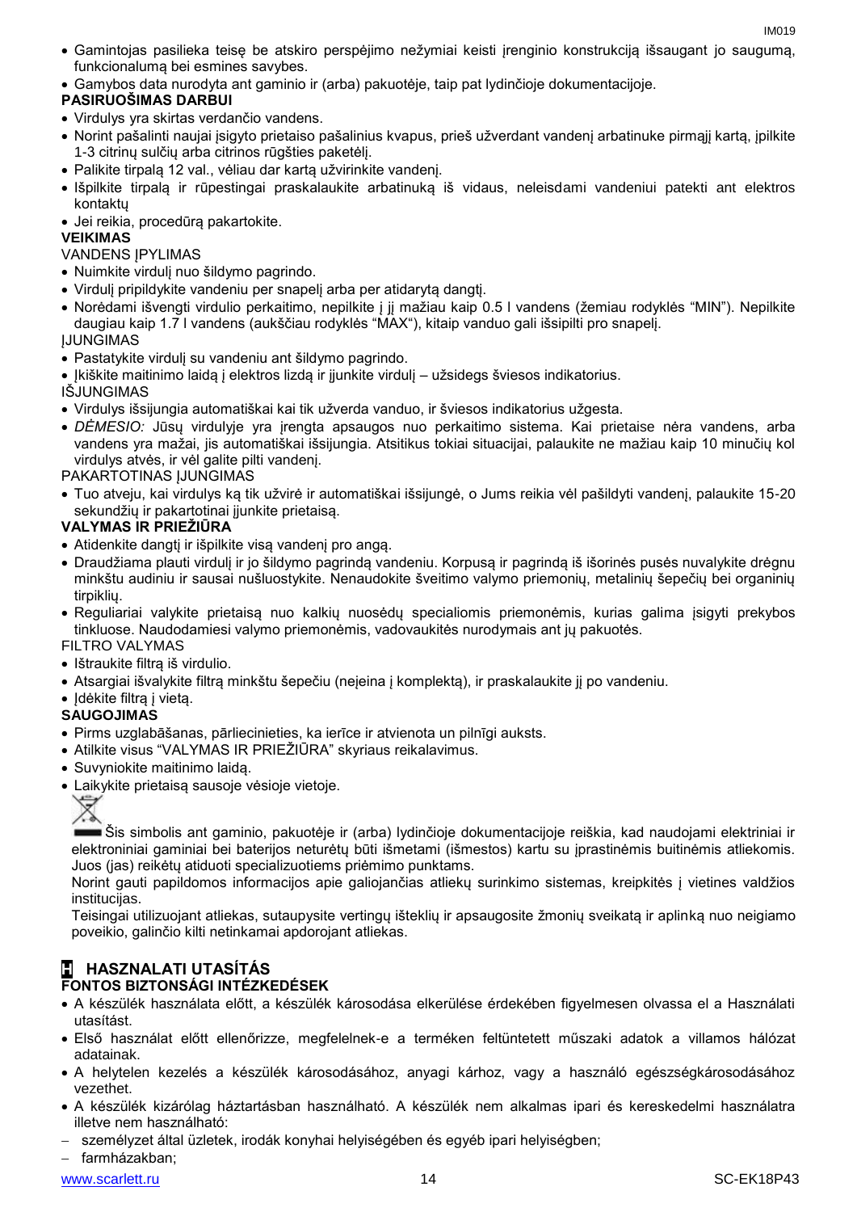- Gamintojas pasilieka teisę be atskiro perspėjimo nežymiai keisti įrenginio konstrukciją išsaugant jo saugumą, funkcionalumą bei esmines savybes.
- Gamybos data nurodyta ant gaminio ir (arba) pakuotėje, taip pat lydinčioje dokumentacijoje.

**PASIRUOŠIMAS DARBUI**

- Virdulys yra skirtas verdančio vandens.
- Norint pašalinti naujai įsigyto prietaiso pašalinius kvapus, prieš užverdant vandenį arbatinuke pirmąjį kartą, įpilkite 1-3 citrinų sulčių arba citrinos rūgšties paketėlį.
- Palikite tirpalą 12 val., vėliau dar kartą užvirinkite vandenį.
- Išpilkite tirpalą ir rūpestingai praskalaukite arbatinuką iš vidaus, neleisdami vandeniui patekti ant elektros kontaktų
- Jei reikia, procedūrą pakartokite.

**VEIKIMAS**

VANDENS ĮPYLIMAS

- Nuimkite virdulį nuo šildymo pagrindo.
- Virdulį pripildykite vandeniu per snapelį arba per atidarytą dangtį.
- Norėdami išvengti virdulio perkaitimo, nepilkite į jį mažiau kaip 0.5 l vandens (žemiau rodyklės "MIN"). Nepilkite daugiau kaip 1.7 l vandens (aukščiau rodyklės "MAX"), kitaip vanduo gali išsipilti pro snapelį.

ĮJUNGIMAS

- Pastatykite virdulį su vandeniu ant šildymo pagrindo.
- Įkiškite maitinimo laidą į elektros lizdą ir įjunkite virdulį – užsidegs šviesos indikatorius.

IŠJUNGIMAS

- Virdulys išsijungia automatiškai kai tik užverda vanduo, ir šviesos indikatorius užgesta.
- *DĖMESIO:* Jūsų virdulyje yra įrengta apsaugos nuo perkaitimo sistema. Kai prietaise nėra vandens, arba vandens yra mažai, jis automatiškai išsijungia. Atsitikus tokiai situacijai, palaukite ne mažiau kaip 10 minučių kol virdulys atvės, ir vėl galite pilti vandenį.

PAKARTOTINAS ĮJUNGIMAS

- Tuo atveju, kai virdulys ką tik užvirė ir automatiškai išsijungė, o Jums reikia vėl pašildyti vandenį, palaukite 15-20 sekundžių ir pakartotinai įjunkite prietaisą.

**VALYMAS IR PRIEŽIŪRA**

- Atidenkite dangtį ir išpilkite visą vandenį pro angą.
- Draudžiama plauti virdulį ir jo šildymo pagrindą vandeniu. Korpusą ir pagrindą iš išorinės pusės nuvalykite drėgnu minkštu audiniu ir sausai nušluostykite. Nenaudokite šveitimo valymo priemonių, metalinių šepečių bei organinių tirpiklių.
- Reguliariai valykite prietaisą nuo kalkių nuosėdų specialiomis priemonėmis, kurias galima įsigyti prekybos tinkluose. Naudodamiesi valymo priemonėmis, vadovaukitės nurodymais ant jų pakuotės.

FILTRO VALYMAS

- Ištraukite filtrą iš virdulio.
- Atsargiai išvalykite filtrą minkštu šepečiu (neįeina į komplektą), ir praskalaukite jį po vandeniu.
- Įdėkite filtrą į vietą.

**SAUGOJIMAS**

- Pirms uzglabāšanas, pārliecinieties, ka ierīce ir atvienota un pilnīgi auksts.
- Atilkite visus "VALYMAS IR PRIEŽIŪRA" skyriaus reikalavimus.
- Suvyniokite maitinimo laidą.
- Laikykite prietaisą sausoje vėsioje vietoje.

Šis simbolis ant gaminio, pakuotėje ir (arba) lydinčioje dokumentacijoje reiškia, kad naudojami elektriniai ir elektroniniai gaminiai bei baterijos neturėtų būti išmetami (išmestos) kartu su įprastinėmis buitinėmis atliekomis. Juos (jas) reikėtų atiduoti specializuotiems priėmimo punktams.

Norint gauti papildomos informacijos apie galiojančias atliekų surinkimo sistemas, kreipkitės į vietines valdžios institucijas.

Teisingai utilizuojant atliekas, sutaupysite vertingų išteklių ir apsaugosite žmonių sveikatą ir aplinką nuo neigiamo poveikio, galinčio kilti netinkamai apdorojant atliekas.

## H HASZNALATI UTASÍTÁS

**FONTOS BIZTONSÁGI INTÉZKEDÉSEK**

- A készülék használata előtt, a készülék károsodása elkerülése érdekében figyelmesen olvassa el a Használati utasítást.
- Első használat előtt ellenőrizze, megfelelnek-e a terméken feltüntetett műszaki adatok a villamos hálózat adatainak.
- A helytelen kezelés a készülék károsodásához, anyagi kárhoz, vagy a használó egészségkárosodásához vezethet.
- A készülék kizárólag háztartásban használható. A készülék nem alkalmas ipari és kereskedelmi használatra illetve nem használható:
  - személyzet által üzletek, irodák konyhai helyiségében és egyéb ipari helyiségben;
  - farmházakban;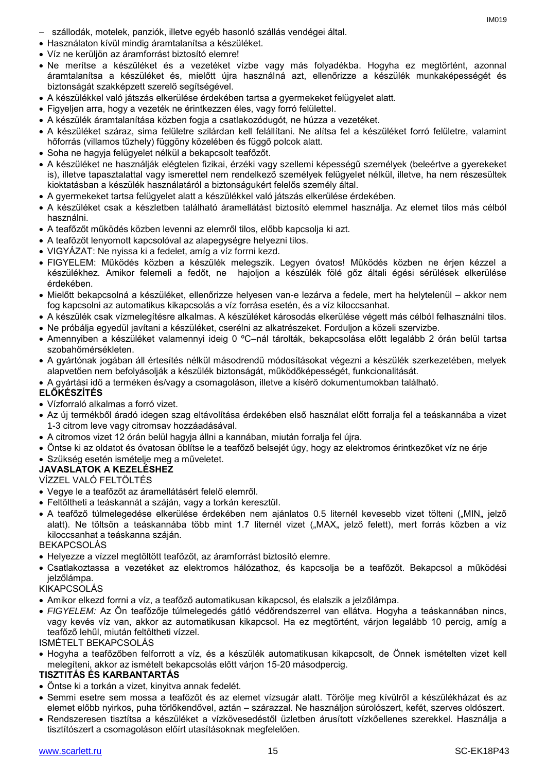- szállodák, motelek, panziók, illetve egyéb hasonló szállás vendégei által.

- Használaton kívül mindig áramtalanítsa a készüléket.
- Víz ne kerüljön az áramforrást biztosító elemre!
- Ne merítse a készüléket és a vezetéket vízbe vagy más folyadékba. Hogyha ez megtörtént, azonnal áramtalanítsa a készüléket és, mielőtt újra használná azt, ellenőrizze a készülék munkaképességét és biztonságát szakképzett szerelő segítségével.
- A készülékkel való játszás elkerülése érdekében tartsa a gyermekeket felügyelet alatt.
- Figyeljen arra, hogy a vezeték ne érintkezzen éles, vagy forró felülettel.
- A készülék áramtalanítása közben fogja a csatlakozódugót, ne húzza a vezetéket.
- A készüléket száraz, sima felületre szilárdan kell felállítani. Ne alítsa fel a készüléket forró felületre, valamint hőforrás (villamos tűzhely) függöny közelében és függő polcok alatt.
- Soha ne hagyja felügyelet nélkül a bekapcsolt teafőzőt.
- A készüléket ne használják elégtelen fizikai, érzéki vagy szellemi képességű személyek (beleértve a gyerekeket is), illetve tapasztalattal vagy ismerettel nem rendelkező személyek felügyelet nélkül, illetve, ha nem részesültek kioktatásban a készülék használatáról a biztonságukért felelős személy által.
- A gyermekeket tartsa felügyelet alatt a készülékkel való játszás elkerülése érdekében.
- A készüléket csak a készletben található áramellátást biztosító elemmel használja. Az elemet tilos más célból használni.
- A teafőzőt működés közben levenni az elemről tilos, előbb kapcsolja ki azt.
- A teafőzőt lenyomott kapcsolóval az alapegységre helyezni tilos.
- VIGYÁZAT: Ne nyissa ki a fedelet, amíg a víz forrni kezd.
- FIGYELEM: Működés közben a készülék melegszik. Legyen óvatos! Működés közben ne érjen kézzel a készülékhez. Amikor felemeli a fedőt, ne hajoljon a készülék fölé gőz általi égési sérülések elkerülése érdekében.
- Mielőtt bekapcsolná a készüléket, ellenőrizze helyesen van-e lezárva a fedele, mert ha helytelenül – akkor nem fog kapcsolni az automatikus kikapcsolás a víz forrása esetén, és a víz kiloccsanhat.
- A készülék csak vízmelegítésre alkalmas. A készüléket károsodás elkerülése végett más célból felhasználni tilos.
- Ne próbálja egyedül javítani a készüléket, cserélni az alkatrészeket. Forduljon a közeli szervizbe.
- Amennyiben a készüléket valamennyi ideig 0 ºC–nál tárolták, bekapcsolása előtt legalább 2 órán belül tartsa szobahőmérsékleten.
- A gyártónak jogában áll értesítés nélkül másodrendű módosításokat végezni a készülék szerkezetében, melyek alapvetően nem befolyásolják a készülék biztonságát, működőképességét, funkcionalitását.
- A gyártási idő a terméken és/vagy a csomagoláson, illetve a kísérő dokumentumokban található.

**ELŐKÉSZÍTÉS**

- Vízforraló alkalmas a forró vizet.
- Az új termékből áradó idegen szag eltávolítása érdekében első használat előtt forralja fel a teáskannába a vizet 1-3 citrom leve vagy citromsav hozzáadásával.
- A citromos vizet 12 órán belül hagyja állni a kannában, miután forralja fel újra.
- Öntse ki az oldatot és óvatosan öblítse le a teafőző belsejét úgy, hogy az elektromos érintkezőket víz ne érje
- Szükség esetén ismételje meg a műveletet.

**JAVASLATOK A KEZELÉSHEZ**

VÍZZEL VALÓ FELTÖLTÉS

- Vegye le a teafőzőt az áramellátásért felelő elemről.
- Feltöltheti a teáskannát a száján, vagy a torkán keresztül.
- A teafőző túlmelegedése elkerülése érdekében nem ajánlatos 0.5 liternél kevesebb vizet tölteni („MIN„ jelző alatt). Ne töltsön a teáskannába több mint 1.7 liternél vizet („MAX„ jelző felett), mert forrás közben a víz kiloccsanhat a teáskanna száján.

BEKAPCSOLÁS

- Helyezze a vízzel megtöltött teafőzőt, az áramforrást biztosító elemre.
- Csatlakoztassa a vezetéket az elektromos hálózathoz, és kapcsolja be a teafőzőt. Bekapcsol a működési jelzőlámpa.

KIKAPCSOLÁS

- Amikor elkezd forrni a víz, a teafőző automatikusan kikapcsol, és elalszik a jelzőlámpa.
- *FIGYELEM:* Az Ön teafőzője túlmelegedés gátló védőrendszerrel van ellátva. Hogyha a teáskannában nincs, vagy kevés víz van, akkor az automatikusan kikapcsol. Ha ez megtörtént, várjon legalább 10 percig, amíg a teafőző lehűl, miután feltöltheti vízzel.

ISMÉTELT BEKAPCSOLÁS

- Hogyha a teafőzőben felforrott a víz, és a készülék automatikusan kikapcsolt, de Önnek ismételten vizet kell melegíteni, akkor az ismételt bekapcsolás előtt várjon 15-20 másodpercig.

**TISZTITÁS ÉS KARBANTARTÁS**

- Öntse ki a torkán a vizet, kinyitva annak fedelét.
- Semmi esetre sem mossa a teafőzőt és az elemet vízsugár alatt. Törölje meg kívülről a készülékházat és az elemet előbb nyirkos, puha törlőkendővel, aztán – szárazzal. Ne használjon súrolószert, kefét, szerves oldószert.
- Rendszeresen tisztítsa a készüléket a vízkövesedéstől üzletben árusított vízkőellenes szerekkel. Használja a tisztítószert a csomagoláson előírt utasításoknak megfelelően.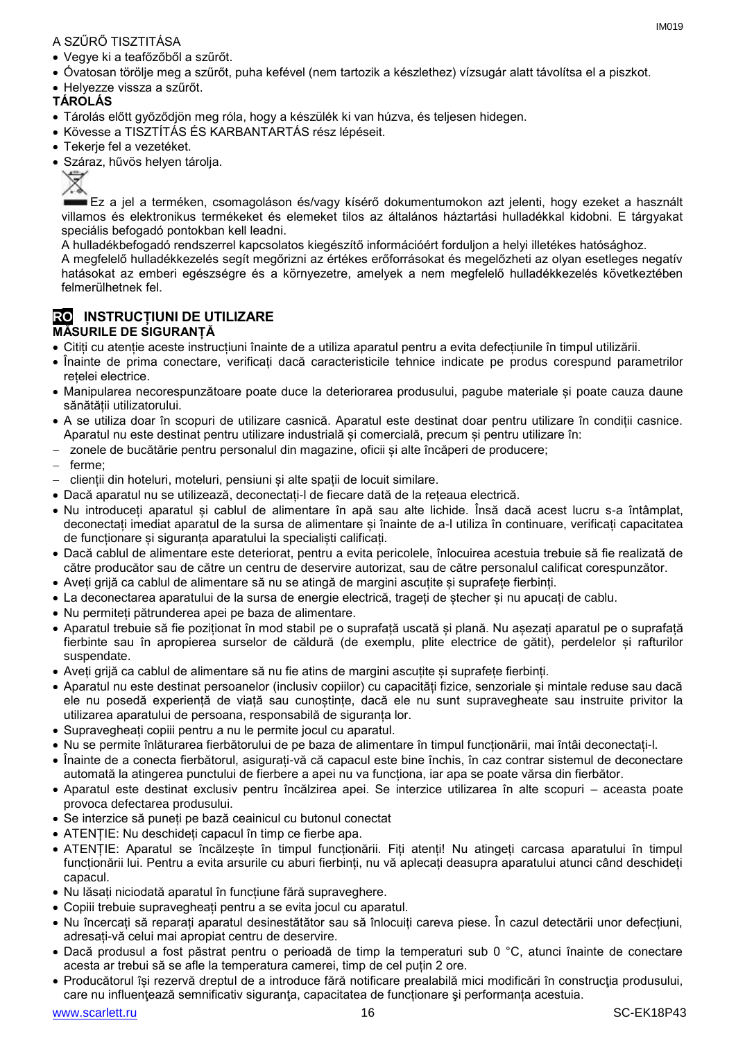A SZŰRŐ TISZTITÁSA

- Vegye ki a teafőzőből a szűrőt.
- Óvatosan törölje meg a szűrőt, puha kefével (nem tartozik a készlethez) vízsugár alatt távolítsa el a piszkot.
- Helyezze vissza a szűrőt.

**TÁROLÁS**

- Tárolás előtt győződjön meg róla, hogy a készülék ki van húzva, és teljesen hidegen.
- Kövesse a TISZTÍTÁS ÉS KARBANTARTÁS rész lépéseit.
- Tekerje fel a vezetéket.
- Száraz, hűvös helyen tárolja.

Ez a jel a terméken, csomagoláson és/vagy kísérő dokumentumokon azt jelenti, hogy ezeket a használt villamos és elektronikus termékeket és elemeket tilos az általános háztartási hulladékkal kidobni. E tárgyakat speciális befogadó pontokban kell leadni.

A hulladékbefogadó rendszerrel kapcsolatos kiegészítő információért forduljon a helyi illetékes hatósághoz.

A megfelelő hulladékkezelés segít megőrizni az értékes erőforrásokat és megelőzheti az olyan esetleges negatív hatásokat az emberi egészségre és a környezetre, amelyek a nem megfelelő hulladékkezelés következtében felmerülhetnek fel.

# RO INSTRUCȚIUNI DE UTILIZARE

**MĂSURILE DE SIGURANȚĂ**

- Citiți cu atenție aceste instrucțiuni înainte de a utiliza aparatul pentru a evita defecțiunile în timpul utilizării.
- Înainte de prima conectare, verificați dacă caracteristicile tehnice indicate pe produs corespund parametrilor rețelei electrice.
- Manipularea necorespunzătoare poate duce la deteriorarea produsului, pagube materiale și poate cauza daune sănătății utilizatorului.
- A se utiliza doar în scopuri de utilizare casnică. Aparatul este destinat doar pentru utilizare în condiții casnice. Aparatul nu este destinat pentru utilizare industrială și comercială, precum și pentru utilizare în:
  - zonele de bucătărie pentru personalul din magazine, oficii și alte încăperi de producere;
  - ferme;
  - clienții din hoteluri, moteluri, pensiuni și alte spații de locuit similare.
- Dacă aparatul nu se utilizează, deconectați-l de fiecare dată de la rețeaua electrică.
- Nu introduceți aparatul și cablul de alimentare în apă sau alte lichide. Însă dacă acest lucru s-a întâmplat, deconectați imediat aparatul de la sursa de alimentare și înainte de a-l utiliza în continuare, verificați capacitatea de funcționare și siguranța aparatului la specialiști calificați.
- Dacă cablul de alimentare este deteriorat, pentru a evita pericolele, înlocuirea acestuia trebuie să fie realizată de către producător sau de către un centru de deservire autorizat, sau de către personalul calificat corespunzător.
- Aveți grijă ca cablul de alimentare să nu se atingă de margini ascuțite și suprafețe fierbinți.
- La deconectarea aparatului de la sursa de energie electrică, trageți de ștecher și nu apucați de cablu.
- Nu permiteți pătrunderea apei pe baza de alimentare.
- Aparatul trebuie să fie poziționat în mod stabil pe o suprafață uscată și plană. Nu așezați aparatul pe o suprafață fierbinte sau în apropierea surselor de căldură (de exemplu, plite electrice de gătit), perdelelor și rafturilor suspendate.
- Aveți grijă ca cablul de alimentare să nu fie atins de margini ascuțite și suprafețe fierbinți.
- Aparatul nu este destinat persoanelor (inclusiv copiilor) cu capacități fizice, senzoriale și mintale reduse sau dacă ele nu posedă experiență de viață sau cunoștințe, dacă ele nu sunt supravegheate sau instruite privitor la utilizarea aparatului de persoana, responsabilă de siguranța lor.
- Supravegheați copiii pentru a nu le permite jocul cu aparatul.
- Nu se permite înlăturarea fierbătorului de pe baza de alimentare în timpul funcționării, mai întâi deconectați-l.
- Înainte de a conecta fierbătorul, asigurați-vă că capacul este bine închis, în caz contrar sistemul de deconectare automată la atingerea punctului de fierbere a apei nu va funcționa, iar apa se poate vărsa din fierbător.
- Aparatul este destinat exclusiv pentru încălzirea apei. Se interzice utilizarea în alte scopuri – aceasta poate provoca defectarea produsului.
- Se interzice să puneți pe bază ceainicul cu butonul conectat
- ATENȚIE: Nu deschideți capacul în timp ce fierbe apa.
- ATENȚIE: Aparatul se încălzește în timpul funcționării. Fiți atenți! Nu atingeți carcasa aparatului în timpul funcționării lui. Pentru a evita arsurile cu aburi fierbinți, nu vă aplecați deasupra aparatului atunci când deschideți capacul.
- Nu lăsați niciodată aparatul în funcțiune fără supraveghere.
- Copiii trebuie supravegheați pentru a se evita jocul cu aparatul.
- Nu încercați să reparați aparatul desinestătător sau să înlocuiți careva piese. În cazul detectării unor defecțiuni, adresați-vă celui mai apropiat centru de deservire.
- Dacă produsul a fost păstrat pentru o perioadă de timp la temperaturi sub 0 °C, atunci înainte de conectare acesta ar trebui să se afle la temperatura camerei, timp de cel puțin 2 ore.
- Producătorul își rezervă dreptul de a introduce fără notificare prealabilă mici modificări în construcţia produsului, care nu influenţează semnificativ siguranţa, capacitatea de funcționare şi performanța acestuia.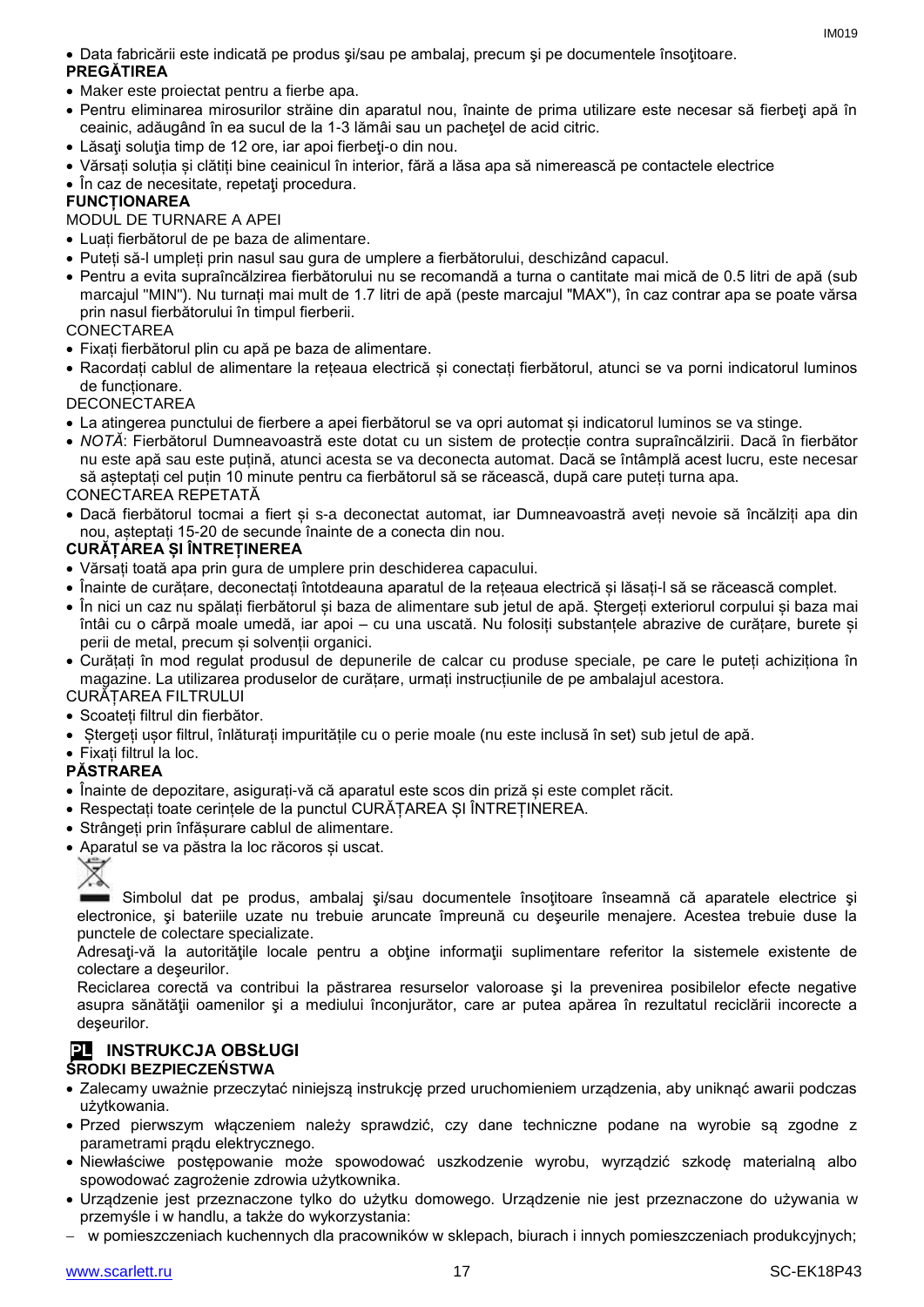- Data fabricării este indicată pe produs şi/sau pe ambalaj, precum şi pe documentele însoţitoare.

**PREGĂTIREA**

- Maker este proiectat pentru a fierbe apa.
- Pentru eliminarea mirosurilor străine din aparatul nou, înainte de prima utilizare este necesar să fierbeţi apă în ceainic, adăugând în ea sucul de la 1-3 lămâi sau un pacheţel de acid citric.
- Lăsaţi soluţia timp de 12 ore, iar apoi fierbeţi-o din nou.
- Vărsați soluția și clătiți bine ceainicul în interior, fără a lăsa apa să nimerească pe contactele electrice
- În caz de necesitate, repetaţi procedura.

**FUNCȚIONAREA**

MODUL DE TURNARE A APEI

- Luați fierbătorul de pe baza de alimentare.
- Puteți să-l umpleți prin nasul sau gura de umplere a fierbătorului, deschizând capacul.
- Pentru a evita supraîncălzirea fierbătorului nu se recomandă a turna o cantitate mai mică de 0.5 litri de apă (sub marcajul "MIN"). Nu turnați mai mult de 1.7 litri de apă (peste marcajul "MAX"), în caz contrar apa se poate vărsa prin nasul fierbătorului în timpul fierberii.

CONECTAREA

- Fixați fierbătorul plin cu apă pe baza de alimentare.
- Racordați cablul de alimentare la rețeaua electrică și conectați fierbătorul, atunci se va porni indicatorul luminos de funcționare.

DECONECTAREA

- La atingerea punctului de fierbere a apei fierbătorul se va opri automat și indicatorul luminos se va stinge.
- *NOTĂ*: Fierbătorul Dumneavoastră este dotat cu un sistem de protecție contra supraîncălzirii. Dacă în fierbător nu este apă sau este puțină, atunci acesta se va deconecta automat. Dacă se întâmplă acest lucru, este necesar să așteptați cel puțin 10 minute pentru ca fierbătorul să se răcească, după care puteți turna apa.

CONECTAREA REPETATĂ

- Dacă fierbătorul tocmai a fiert și s-a deconectat automat, iar Dumneavoastră aveți nevoie să încălziți apa din nou, așteptați 15-20 de secunde înainte de a conecta din nou.

**CURĂȚAREA ȘI ÎNTREȚINEREA**

- Vărsați toată apa prin gura de umplere prin deschiderea capacului.
- Înainte de curățare, deconectați întotdeauna aparatul de la rețeaua electrică și lăsați-l să se răcească complet.
- În nici un caz nu spălați fierbătorul și baza de alimentare sub jetul de apă. Ștergeți exteriorul corpului și baza mai întâi cu o cârpă moale umedă, iar apoi – cu una uscată. Nu folosiți substanțele abrazive de curățare, burete și perii de metal, precum și solvenții organici.
- Curățați în mod regulat produsul de depunerile de calcar cu produse speciale, pe care le puteți achiziționa în magazine. La utilizarea produselor de curățare, urmați instrucțiunile de pe ambalajul acestora.

CURĂȚAREA FILTRULUI

- Scoateți filtrul din fierbător.
- Ștergeți ușor filtrul, înlăturați impuritățile cu o perie moale (nu este inclusă în set) sub jetul de apă.
- Fixați filtrul la loc.

**PĂSTRAREA**

- Înainte de depozitare, asigurați-vă că aparatul este scos din priză și este complet răcit.
- Respectați toate cerințele de la punctul CURĂȚAREA ȘI ÎNTREȚINEREA.
- Strângeți prin înfășurare cablul de alimentare.
- Aparatul se va păstra la loc răcoros și uscat.

Simbolul dat pe produs, ambalaj şi/sau documentele însoţitoare înseamnă că aparatele electrice şi electronice, şi bateriile uzate nu trebuie aruncate împreună cu deşeurile menajere. Acestea trebuie duse la punctele de colectare specializate.

Adresaţi-vă la autorităţile locale pentru a obţine informaţii suplimentare referitor la sistemele existente de colectare a deşeurilor.

Reciclarea corectă va contribui la păstrarea resurselor valoroase şi la prevenirea posibilelor efecte negative asupra sănătăţii oamenilor şi a mediului înconjurător, care ar putea apărea în rezultatul reciclării incorecte a deşeurilor.

## PL INSTRUKCJA OBSŁUGI

**ŚRODKI BEZPIECZEŃSTWA**

- Zalecamy uważnie przeczytać niniejszą instrukcję przed uruchomieniem urządzenia, aby uniknąć awarii podczas użytkowania.
- Przed pierwszym włączeniem należy sprawdzić, czy dane techniczne podane na wyrobie są zgodne z parametrami prądu elektrycznego.
- Niewłaściwe postępowanie może spowodować uszkodzenie wyrobu, wyrządzić szkodę materialną albo spowodować zagrożenie zdrowia użytkownika.
- Urządzenie jest przeznaczone tylko do użytku domowego. Urządzenie nie jest przeznaczone do używania w przemyśle i w handlu, а także do wykorzystania:
  - w pomieszczeniach kuchennych dla pracowników w sklepach, biurach i innych pomieszczeniach produkcyjnych;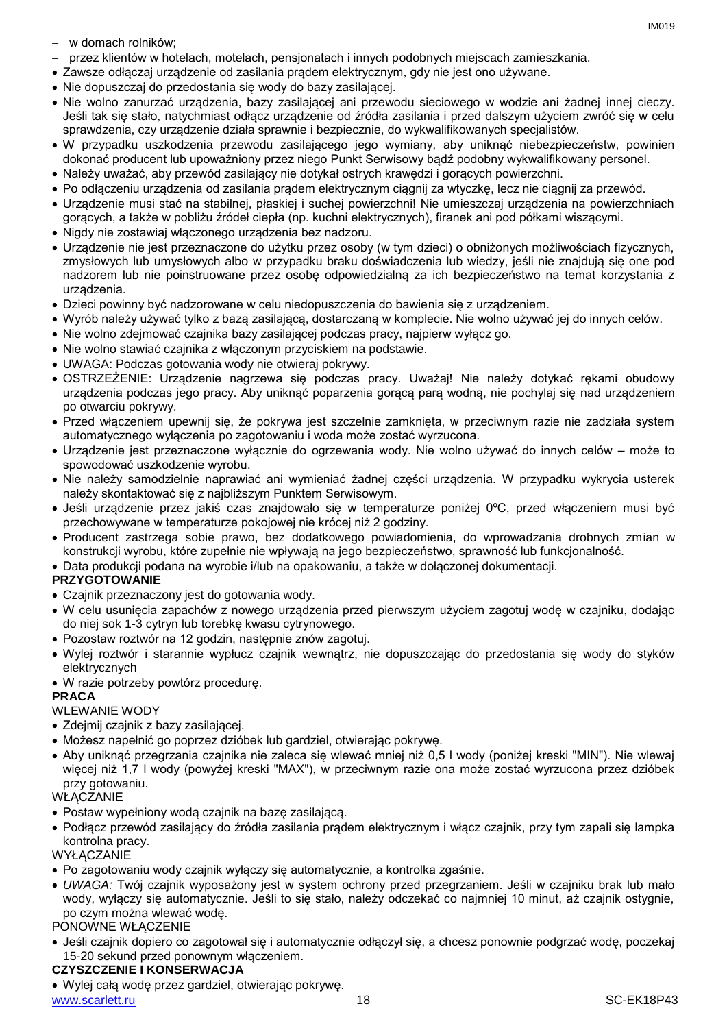- w domach rolników;
- przez klientów w hotelach, motelach, pensjonatach i innych podobnych miejscach zamieszkania.

- Zawsze odłączaj urządzenie od zasilania prądem elektrycznym, gdy nie jest ono używane.
- Nie dopuszczaj do przedostania się wody do bazy zasilającej.
- Nie wolno zanurzać urządzenia, bazy zasilającej ani przewodu sieciowego w wodzie ani żadnej innej cieczy. Jeśli tak się stało, natychmiast odłącz urządzenie od źródła zasilania i przed dalszym użyciem zwróć się w celu sprawdzenia, czy urządzenie działa sprawnie i bezpiecznie, do wykwalifikowanych specjalistów.
- W przypadku uszkodzenia przewodu zasilającego jego wymiany, aby uniknąć niebezpieczeństw, powinien dokonać producent lub upoważniony przez niego Punkt Serwisowy bądź podobny wykwalifikowany personel.
- Należy uważać, aby przewód zasilający nie dotykał ostrych krawędzi i gorących powierzchni.
- Po odłączeniu urządzenia od zasilania prądem elektrycznym ciągnij za wtyczkę, lecz nie ciągnij za przewód.
- Urządzenie musi stać na stabilnej, płaskiej i suchej powierzchni! Nie umieszczaj urządzenia na powierzchniach gorących, a także w pobliżu źródeł ciepła (np. kuchni elektrycznych), firanek ani pod półkami wiszącymi.
- Nigdy nie zostawiaj włączonego urządzenia bez nadzoru.
- Urządzenie nie jest przeznaczone do użytku przez osoby (w tym dzieci) o obniżonych możliwościach fizycznych, zmysłowych lub umysłowych albo w przypadku braku doświadczenia lub wiedzy, jeśli nie znajdują się one pod nadzorem lub nie poinstruowane przez osobę odpowiedzialną za ich bezpieczeństwo na temat korzystania z urządzenia.
- Dzieci powinny być nadzorowane w celu niedopuszczenia do bawienia się z urządzeniem.
- Wyrób należy używać tylko z bazą zasilającą, dostarczaną w komplecie. Nie wolno używać jej do innych celów.
- Nie wolno zdejmować czajnika bazy zasilającej podczas pracy, najpierw wyłącz go.
- Nie wolno stawiać czajnika z włączonym przyciskiem na podstawie.
- UWAGA: Podczas gotowania wody nie otwieraj pokrywy.
- OSTRZEŻENIE: Urządzenie nagrzewa się podczas pracy. Uważaj! Nie należy dotykać rękami obudowy urządzenia podczas jego pracy. Aby uniknąć poparzenia gorącą parą wodną, nie pochylaj się nad urządzeniem po otwarciu pokrywy.
- Przed włączeniem upewnij się, że pokrywa jest szczelnie zamknięta, w przeciwnym razie nie zadziała system automatycznego wyłączenia po zagotowaniu i woda może zostać wyrzucona.
- Urządzenie jest przeznaczone wyłącznie do ogrzewania wody. Nie wolno używać do innych celów – może to spowodować uszkodzenie wyrobu.
- Nie należy samodzielnie naprawiać ani wymieniać żadnej części urządzenia. W przypadku wykrycia usterek należy skontaktować się z najbliższym Punktem Serwisowym.
- Jeśli urządzenie przez jakiś czas znajdowało się w temperaturze poniżej 0ºC, przed włączeniem musi być przechowywane w temperaturze pokojowej nie krócej niż 2 godziny.
- Producent zastrzega sobie prawo, bez dodatkowego powiadomienia, do wprowadzania drobnych zmian w konstrukcji wyrobu, które zupełnie nie wpływają na jego bezpieczeństwo, sprawność lub funkcjonalność.
- Data produkcji podana na wyrobie i/lub na opakowaniu, a także w dołączonej dokumentacji.

**PRZYGOTOWANIE**

- Czajnik przeznaczony jest do gotowania wody.
- W celu usunięcia zapachów z nowego urządzenia przed pierwszym użyciem zagotuj wodę w czajniku, dodając do niej sok 1-3 cytryn lub torebkę kwasu cytrynowego.
- Pozostaw roztwór na 12 godzin, następnie znów zagotuj.
- Wylej roztwór i starannie wypłucz czajnik wewnątrz, nie dopuszczając do przedostania się wody do styków elektrycznych
- W razie potrzeby powtórz procedurę.

**PRACA**

WLEWANIE WODY

- Zdejmij czajnik z bazy zasilającej.
- Możesz napełnić go poprzez dzióbek lub gardziel, otwierając pokrywę.
- Aby uniknąć przegrzania czajnika nie zaleca się wlewać mniej niż 0,5 l wody (poniżej kreski "MIN"). Nie wlewaj więcej niż 1,7 l wody (powyżej kreski "MAX"), w przeciwnym razie ona może zostać wyrzucona przez dzióbek przy gotowaniu.

WŁĄCZANIE

- Postaw wypełniony wodą czajnik na bazę zasilającą.
- Podłącz przewód zasilający do źródła zasilania prądem elektrycznym i włącz czajnik, przy tym zapali się lampka kontrolna pracy.

WYŁĄCZANIE

- Po zagotowaniu wody czajnik wyłączy się automatycznie, a kontrolka zgaśnie.
- *UWAGA:* Twój czajnik wyposażony jest w system ochrony przed przegrzaniem. Jeśli w czajniku brak lub mało wody, wyłączy się automatycznie. Jeśli to się stało, należy odczekać co najmniej 10 minut, aż czajnik ostygnie, po czym można wlewać wodę.

PONOWNE WŁĄCZENIE

- Jeśli czajnik dopiero co zagotował się i automatycznie odłączył się, a chcesz ponownie podgrzać wodę, poczekaj 15-20 sekund przed ponownym włączeniem.

**CZYSZCZENIE I KONSERWACJA**

- Wylej całą wodę przez gardziel, otwierając pokrywę.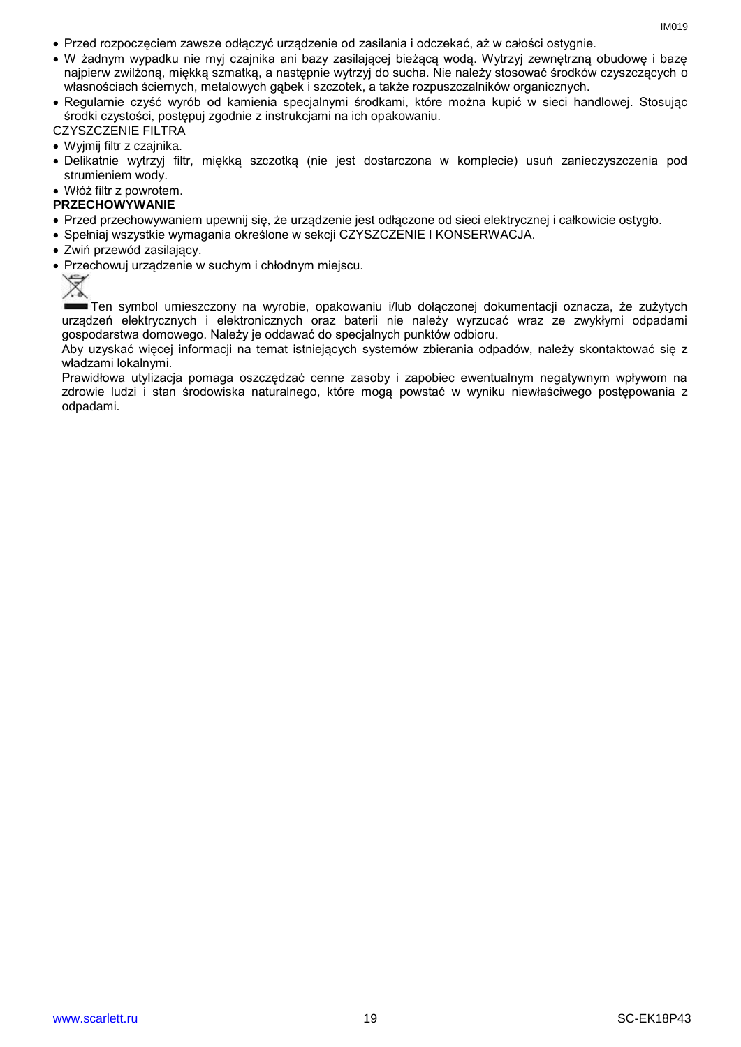- Przed rozpoczęciem zawsze odłączyć urządzenie od zasilania i odczekać, aż w całości ostygnie.
- W żadnym wypadku nie myj czajnika ani bazy zasilającej bieżącą wodą. Wytrzyj zewnętrzną obudowę i bazę najpierw zwilżoną, miękką szmatką, a następnie wytrzyj do sucha. Nie należy stosować środków czyszczących o własnościach ściernych, metalowych gąbek i szczotek, a także rozpuszczalników organicznych.
- Regularnie czyść wyrób od kamienia specjalnymi środkami, które można kupić w sieci handlowej. Stosując środki czystości, postępuj zgodnie z instrukcjami na ich opakowaniu.

CZYSZCZENIE FILTRA

- Wyjmij filtr z czajnika.
- Delikatnie wytrzyj filtr, miękką szczotką (nie jest dostarczona w komplecie) usuń zanieczyszczenia pod strumieniem wody.
- Włóż filtr z powrotem.

**PRZECHOWYWANIE**

- Przed przechowywaniem upewnij się, że urządzenie jest odłączone od sieci elektrycznej i całkowicie ostygło.
- Spełniaj wszystkie wymagania określone w sekcji CZYSZCZENIE I KONSERWACJA.
- Zwiń przewód zasilający.
- Przechowuj urządzenie w suchym i chłodnym miejscu.

Ten symbol umieszczony na wyrobie, opakowaniu i/lub dołączonej dokumentacji oznacza, że zużytych urządzeń elektrycznych i elektronicznych oraz baterii nie należy wyrzucać wraz ze zwykłymi odpadami gospodarstwa domowego. Należy je oddawać do specjalnych punktów odbioru.

Aby uzyskać więcej informacji na temat istniejących systemów zbierania odpadów, należy skontaktować się z władzami lokalnymi.

Prawidłowa utylizacja pomaga oszczędzać cenne zasoby i zapobiec ewentualnym negatywnym wpływom na zdrowie ludzi i stan środowiska naturalnego, które mogą powstać w wyniku niewłaściwego postępowania z odpadami.